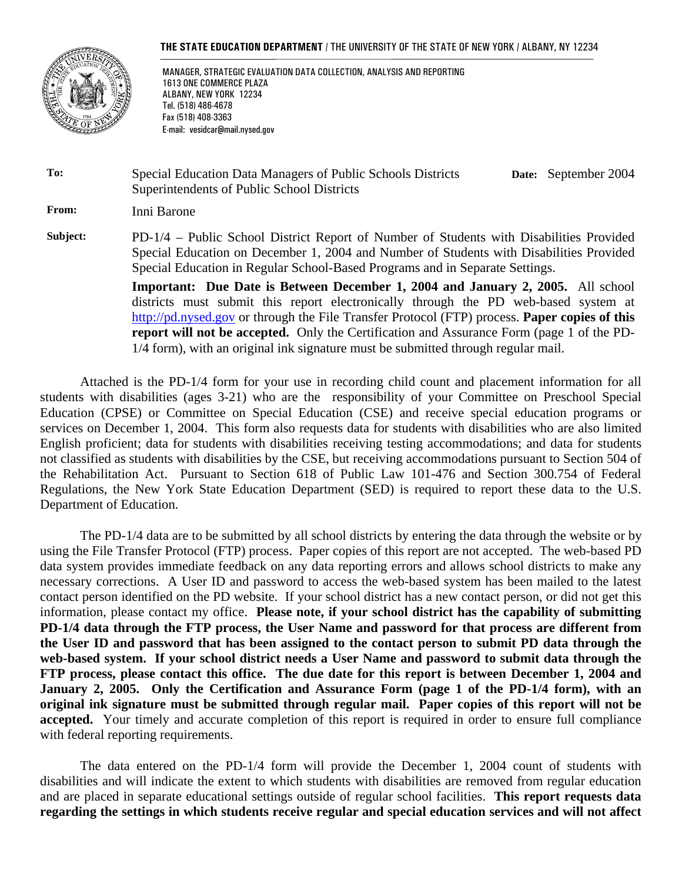**THE STATE EDUCATION DEPARTMENT** / THE UNIVERSITY OF THE STATE OF NEW YORK / ALBANY, NY 12234

MANAGER, STRATEGIC EVALUATION DATA COLLECTION, ANALYSIS AND REPORTING
1613 ONE COMMERCE PLAZA
ALBANY, NEW YORK 12234
Tel. (518) 486-4678
Fax (518) 408-3363
E-mail: vesidcar@mail.nysed.gov

**To:** Special Education Data Managers of Public Schools Districts
Superintendents of Public School Districts

**Date:** September 2004

**From:** Inni Barone

**Subject:** PD-1/4 – Public School District Report of Number of Students with Disabilities Provided Special Education on December 1, 2004 and Number of Students with Disabilities Provided Special Education in Regular School-Based Programs and in Separate Settings.

**Important: Due Date is Between December 1, 2004 and January 2, 2005.** All school districts must submit this report electronically through the PD web-based system at http://pd.nysed.gov or through the File Transfer Protocol (FTP) process. **Paper copies of this report will not be accepted.** Only the Certification and Assurance Form (page 1 of the PD-1/4 form), with an original ink signature must be submitted through regular mail.

Attached is the PD-1/4 form for your use in recording child count and placement information for all students with disabilities (ages 3-21) who are the responsibility of your Committee on Preschool Special Education (CPSE) or Committee on Special Education (CSE) and receive special education programs or services on December 1, 2004. This form also requests data for students with disabilities who are also limited English proficient; data for students with disabilities receiving testing accommodations; and data for students not classified as students with disabilities by the CSE, but receiving accommodations pursuant to Section 504 of the Rehabilitation Act. Pursuant to Section 618 of Public Law 101-476 and Section 300.754 of Federal Regulations, the New York State Education Department (SED) is required to report these data to the U.S. Department of Education.

The PD-1/4 data are to be submitted by all school districts by entering the data through the website or by using the File Transfer Protocol (FTP) process. Paper copies of this report are not accepted. The web-based PD data system provides immediate feedback on any data reporting errors and allows school districts to make any necessary corrections. A User ID and password to access the web-based system has been mailed to the latest contact person identified on the PD website. If your school district has a new contact person, or did not get this information, please contact my office. **Please note, if your school district has the capability of submitting PD-1/4 data through the FTP process, the User Name and password for that process are different from the User ID and password that has been assigned to the contact person to submit PD data through the web-based system. If your school district needs a User Name and password to submit data through the FTP process, please contact this office. The due date for this report is between December 1, 2004 and January 2, 2005. Only the Certification and Assurance Form (page 1 of the PD-1/4 form), with an original ink signature must be submitted through regular mail. Paper copies of this report will not be accepted.** Your timely and accurate completion of this report is required in order to ensure full compliance with federal reporting requirements.

The data entered on the PD-1/4 form will provide the December 1, 2004 count of students with disabilities and will indicate the extent to which students with disabilities are removed from regular education and are placed in separate educational settings outside of regular school facilities. **This report requests data regarding the settings in which students receive regular and special education services and will not affect**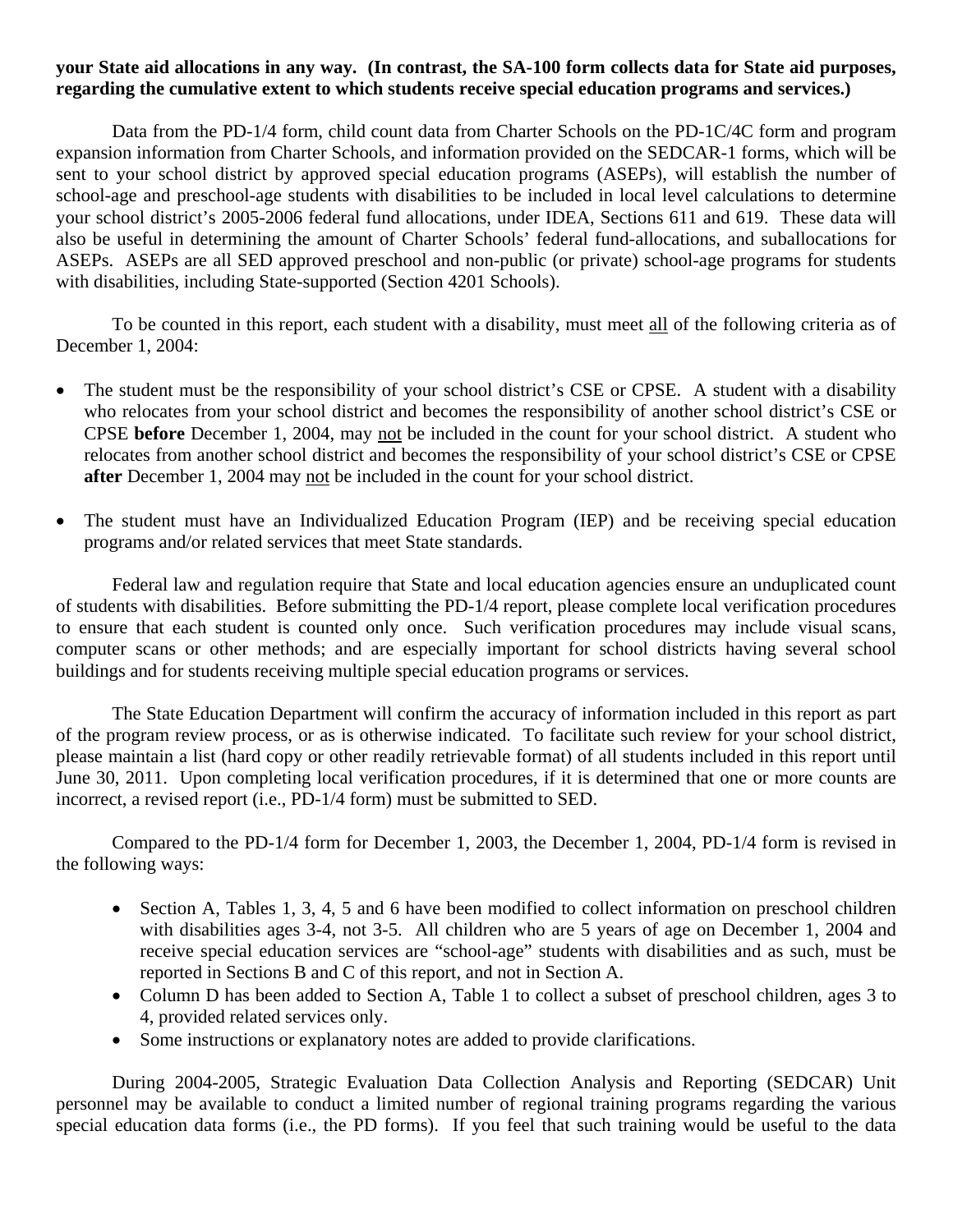**your State aid allocations in any way. (In contrast, the SA-100 form collects data for State aid purposes, regarding the cumulative extent to which students receive special education programs and services.)**

Data from the PD-1/4 form, child count data from Charter Schools on the PD-1C/4C form and program expansion information from Charter Schools, and information provided on the SEDCAR-1 forms, which will be sent to your school district by approved special education programs (ASEPs), will establish the number of school-age and preschool-age students with disabilities to be included in local level calculations to determine your school district's 2005-2006 federal fund allocations, under IDEA, Sections 611 and 619. These data will also be useful in determining the amount of Charter Schools' federal fund-allocations, and suballocations for ASEPs. ASEPs are all SED approved preschool and non-public (or private) school-age programs for students with disabilities, including State-supported (Section 4201 Schools).

To be counted in this report, each student with a disability, must meet <u>all</u> of the following criteria as of December 1, 2004:

- The student must be the responsibility of your school district's CSE or CPSE. A student with a disability who relocates from your school district and becomes the responsibility of another school district's CSE or CPSE **before** December 1, 2004, may <u>not</u> be included in the count for your school district. A student who relocates from another school district and becomes the responsibility of your school district's CSE or CPSE **after** December 1, 2004 may <u>not</u> be included in the count for your school district.

- The student must have an Individualized Education Program (IEP) and be receiving special education programs and/or related services that meet State standards.

Federal law and regulation require that State and local education agencies ensure an unduplicated count of students with disabilities. Before submitting the PD-1/4 report, please complete local verification procedures to ensure that each student is counted only once. Such verification procedures may include visual scans, computer scans or other methods; and are especially important for school districts having several school buildings and for students receiving multiple special education programs or services.

The State Education Department will confirm the accuracy of information included in this report as part of the program review process, or as is otherwise indicated. To facilitate such review for your school district, please maintain a list (hard copy or other readily retrievable format) of all students included in this report until June 30, 2011. Upon completing local verification procedures, if it is determined that one or more counts are incorrect, a revised report (i.e., PD-1/4 form) must be submitted to SED.

Compared to the PD-1/4 form for December 1, 2003, the December 1, 2004, PD-1/4 form is revised in the following ways:

- Section A, Tables 1, 3, 4, 5 and 6 have been modified to collect information on preschool children with disabilities ages 3-4, not 3-5. All children who are 5 years of age on December 1, 2004 and receive special education services are "school-age" students with disabilities and as such, must be reported in Sections B and C of this report, and not in Section A.
- Column D has been added to Section A, Table 1 to collect a subset of preschool children, ages 3 to 4, provided related services only.
- Some instructions or explanatory notes are added to provide clarifications.

During 2004-2005, Strategic Evaluation Data Collection Analysis and Reporting (SEDCAR) Unit personnel may be available to conduct a limited number of regional training programs regarding the various special education data forms (i.e., the PD forms). If you feel that such training would be useful to the data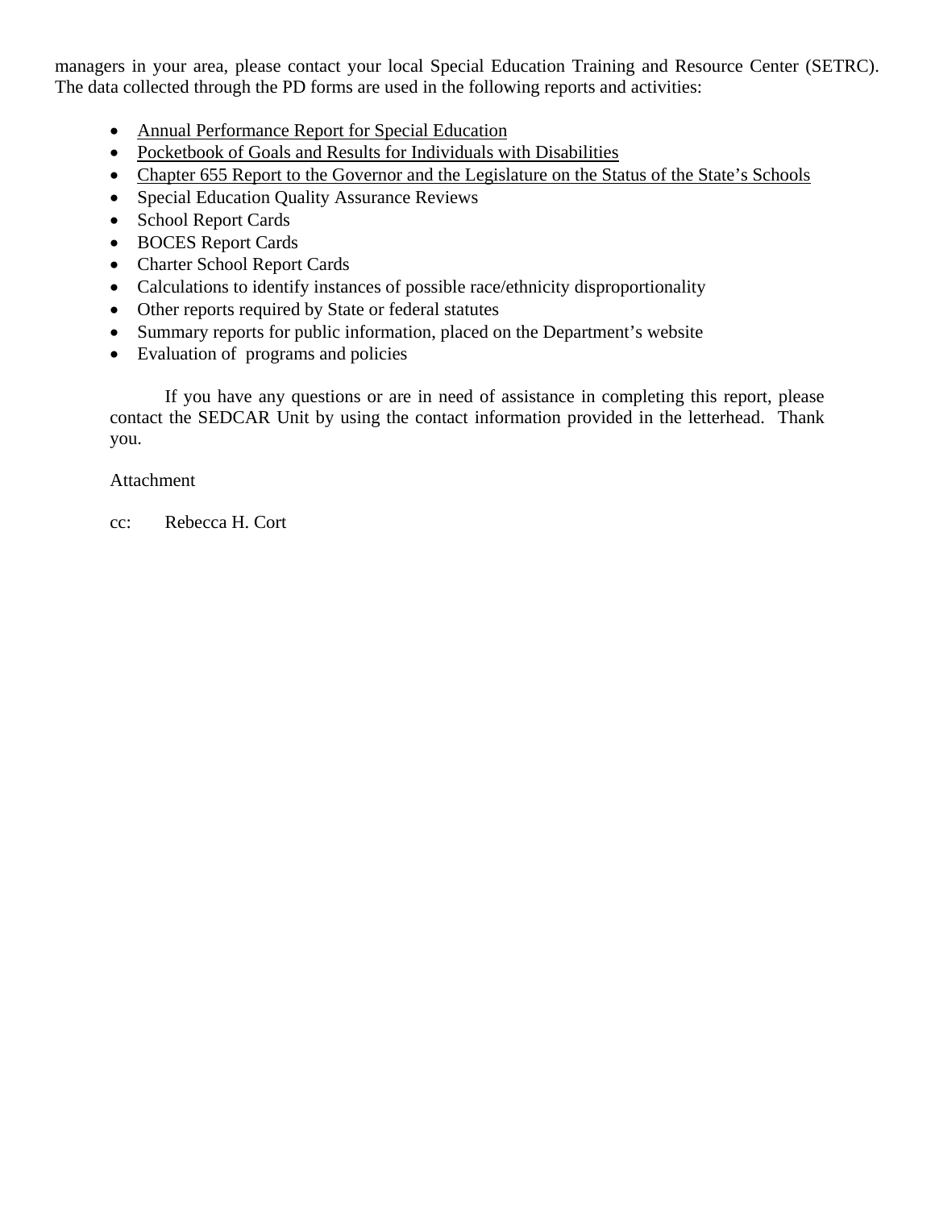managers in your area, please contact your local Special Education Training and Resource Center (SETRC). The data collected through the PD forms are used in the following reports and activities:

- Annual Performance Report for Special Education
- Pocketbook of Goals and Results for Individuals with Disabilities
- Chapter 655 Report to the Governor and the Legislature on the Status of the State's Schools
- Special Education Quality Assurance Reviews
- School Report Cards
- BOCES Report Cards
- Charter School Report Cards
- Calculations to identify instances of possible race/ethnicity disproportionality
- Other reports required by State or federal statutes
- Summary reports for public information, placed on the Department's website
- Evaluation of programs and policies

If you have any questions or are in need of assistance in completing this report, please contact the SEDCAR Unit by using the contact information provided in the letterhead. Thank you.

Attachment

cc: Rebecca H. Cort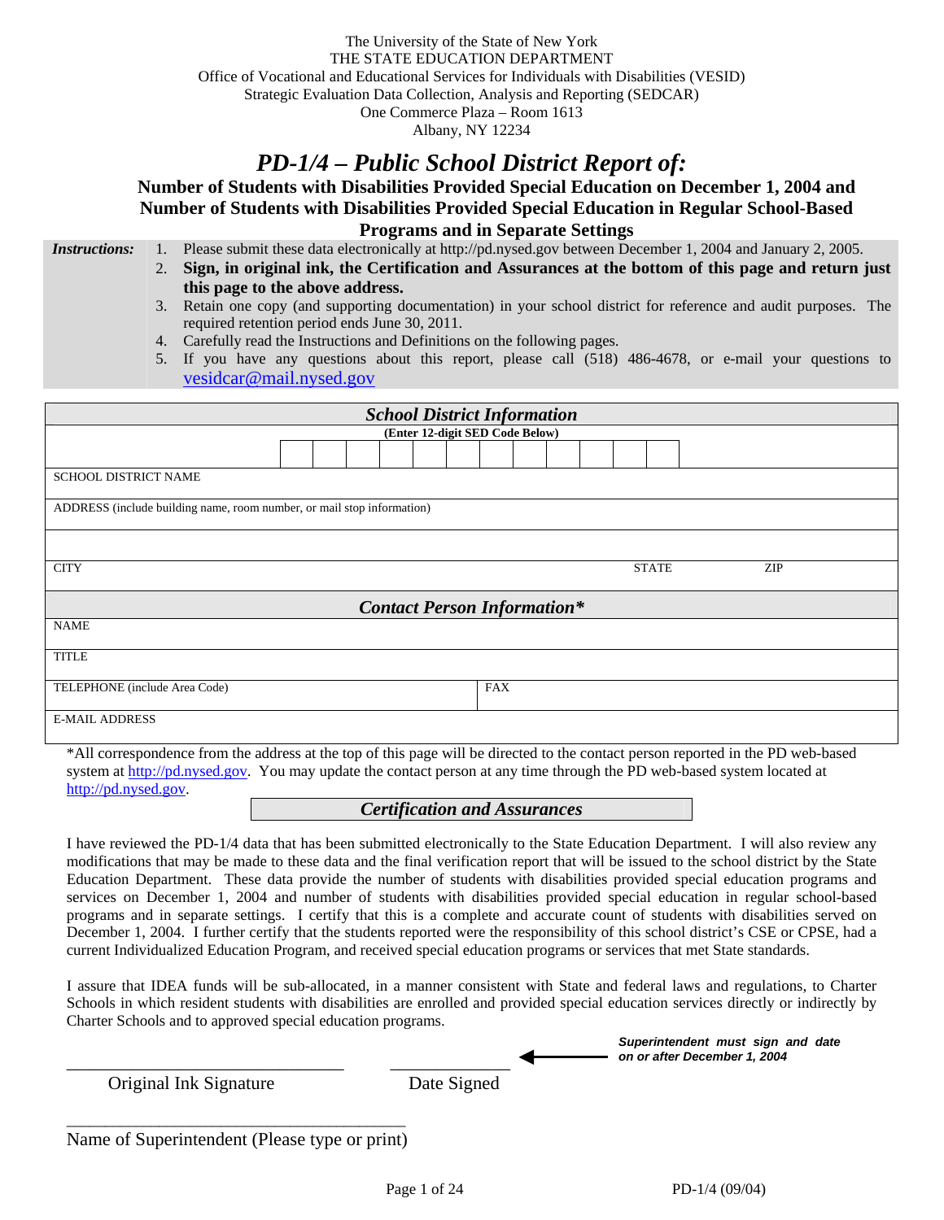The University of the State of New York
THE STATE EDUCATION DEPARTMENT
Office of Vocational and Educational Services for Individuals with Disabilities (VESID)
Strategic Evaluation Data Collection, Analysis and Reporting (SEDCAR)
One Commerce Plaza – Room 1613
Albany, NY 12234

# *PD-1/4 – Public School District Report of:*

## Number of Students with Disabilities Provided Special Education on December 1, 2004 and Number of Students with Disabilities Provided Special Education in Regular School-Based Programs and in Separate Settings

***Instructions:***

1. Please submit these data electronically at http://pd.nysed.gov between December 1, 2004 and January 2, 2005.
2. **Sign, in original ink, the Certification and Assurances at the bottom of this page and return just this page to the above address.**
3. Retain one copy (and supporting documentation) in your school district for reference and audit purposes. The required retention period ends June 30, 2011.
4. Carefully read the Instructions and Definitions on the following pages.
5. If you have any questions about this report, please call (518) 486-4678, or e-mail your questions to vesidcar@mail.nysed.gov

| ***School District Information*** | | |
|---|---|---|
| **(Enter 12-digit SED Code Below)** | | |
| SCHOOL DISTRICT NAME | | |
| ADDRESS (include building name, room number, or mail stop information) | | |
| | | |
| CITY | STATE | ZIP |

| ***Contact Person Information**** | |
|---|---|
| NAME | |
| TITLE | |
| TELEPHONE (include Area Code) | FAX |
| E-MAIL ADDRESS | |

*All correspondence from the address at the top of this page will be directed to the contact person reported in the PD web-based system at http://pd.nysed.gov. You may update the contact person at any time through the PD web-based system located at http://pd.nysed.gov.

### *Certification and Assurances*

I have reviewed the PD-1/4 data that has been submitted electronically to the State Education Department. I will also review any modifications that may be made to these data and the final verification report that will be issued to the school district by the State Education Department. These data provide the number of students with disabilities provided special education programs and services on December 1, 2004 and number of students with disabilities provided special education in regular school-based programs and in separate settings. I certify that this is a complete and accurate count of students with disabilities served on December 1, 2004. I further certify that the students reported were the responsibility of this school district's CSE or CPSE, had a current Individualized Education Program, and received special education programs or services that met State standards.

I assure that IDEA funds will be sub-allocated, in a manner consistent with State and federal laws and regulations, to Charter Schools in which resident students with disabilities are enrolled and provided special education services directly or indirectly by Charter Schools and to approved special education programs.

_______________________________ &nbsp;&nbsp; _____________ ← ***Superintendent must sign and date on or after December 1, 2004***

Original Ink Signature &nbsp;&nbsp; Date Signed

_____________________________________

Name of Superintendent (Please type or print)

PD-1/4 (09/04)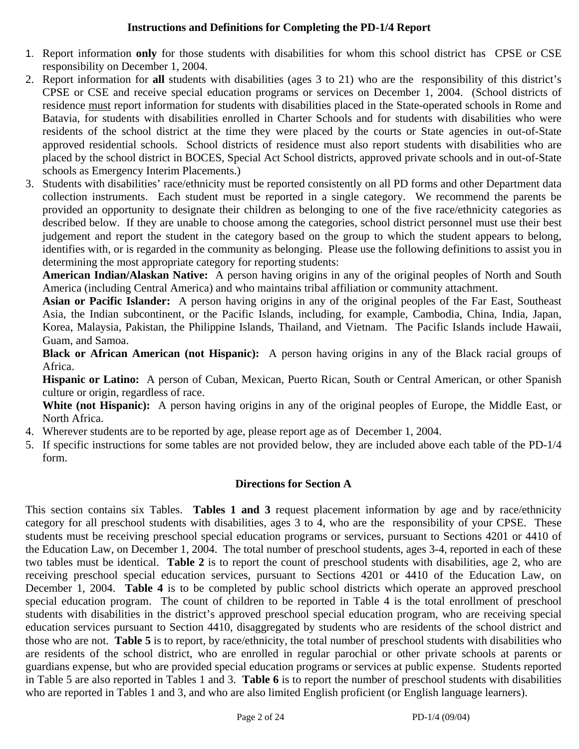## Instructions and Definitions for Completing the PD-1/4 Report

1. Report information **only** for those students with disabilities for whom this school district has CPSE or CSE responsibility on December 1, 2004.
2. Report information for **all** students with disabilities (ages 3 to 21) who are the responsibility of this district's CPSE or CSE and receive special education programs or services on December 1, 2004. (School districts of residence <u>must</u> report information for students with disabilities placed in the State-operated schools in Rome and Batavia, for students with disabilities enrolled in Charter Schools and for students with disabilities who were residents of the school district at the time they were placed by the courts or State agencies in out-of-State approved residential schools. School districts of residence must also report students with disabilities who are placed by the school district in BOCES, Special Act School districts, approved private schools and in out-of-State schools as Emergency Interim Placements.)
3. Students with disabilities' race/ethnicity must be reported consistently on all PD forms and other Department data collection instruments. Each student must be reported in a single category. We recommend the parents be provided an opportunity to designate their children as belonging to one of the five race/ethnicity categories as described below. If they are unable to choose among the categories, school district personnel must use their best judgement and report the student in the category based on the group to which the student appears to belong, identifies with, or is regarded in the community as belonging. Please use the following definitions to assist you in determining the most appropriate category for reporting students:

   **American Indian/Alaskan Native:** A person having origins in any of the original peoples of North and South America (including Central America) and who maintains tribal affiliation or community attachment.

   **Asian or Pacific Islander:** A person having origins in any of the original peoples of the Far East, Southeast Asia, the Indian subcontinent, or the Pacific Islands, including, for example, Cambodia, China, India, Japan, Korea, Malaysia, Pakistan, the Philippine Islands, Thailand, and Vietnam. The Pacific Islands include Hawaii, Guam, and Samoa.

   **Black or African American (not Hispanic):** A person having origins in any of the Black racial groups of Africa.

   **Hispanic or Latino:** A person of Cuban, Mexican, Puerto Rican, South or Central American, or other Spanish culture or origin, regardless of race.

   **White (not Hispanic):** A person having origins in any of the original peoples of Europe, the Middle East, or North Africa.
4. Wherever students are to be reported by age, please report age as of December 1, 2004.
5. If specific instructions for some tables are not provided below, they are included above each table of the PD-1/4 form.

### Directions for Section A

This section contains six Tables. **Tables 1 and 3** request placement information by age and by race/ethnicity category for all preschool students with disabilities, ages 3 to 4, who are the responsibility of your CPSE. These students must be receiving preschool special education programs or services, pursuant to Sections 4201 or 4410 of the Education Law, on December 1, 2004. The total number of preschool students, ages 3-4, reported in each of these two tables must be identical. **Table 2** is to report the count of preschool students with disabilities, age 2, who are receiving preschool special education services, pursuant to Sections 4201 or 4410 of the Education Law, on December 1, 2004. **Table 4** is to be completed by public school districts which operate an approved preschool special education program. The count of children to be reported in Table 4 is the total enrollment of preschool students with disabilities in the district's approved preschool special education program, who are receiving special education services pursuant to Section 4410, disaggregated by students who are residents of the school district and those who are not. **Table 5** is to report, by race/ethnicity, the total number of preschool students with disabilities who are residents of the school district, who are enrolled in regular parochial or other private schools at parents or guardians expense, but who are provided special education programs or services at public expense. Students reported in Table 5 are also reported in Tables 1 and 3. **Table 6** is to report the number of preschool students with disabilities who are reported in Tables 1 and 3, and who are also limited English proficient (or English language learners).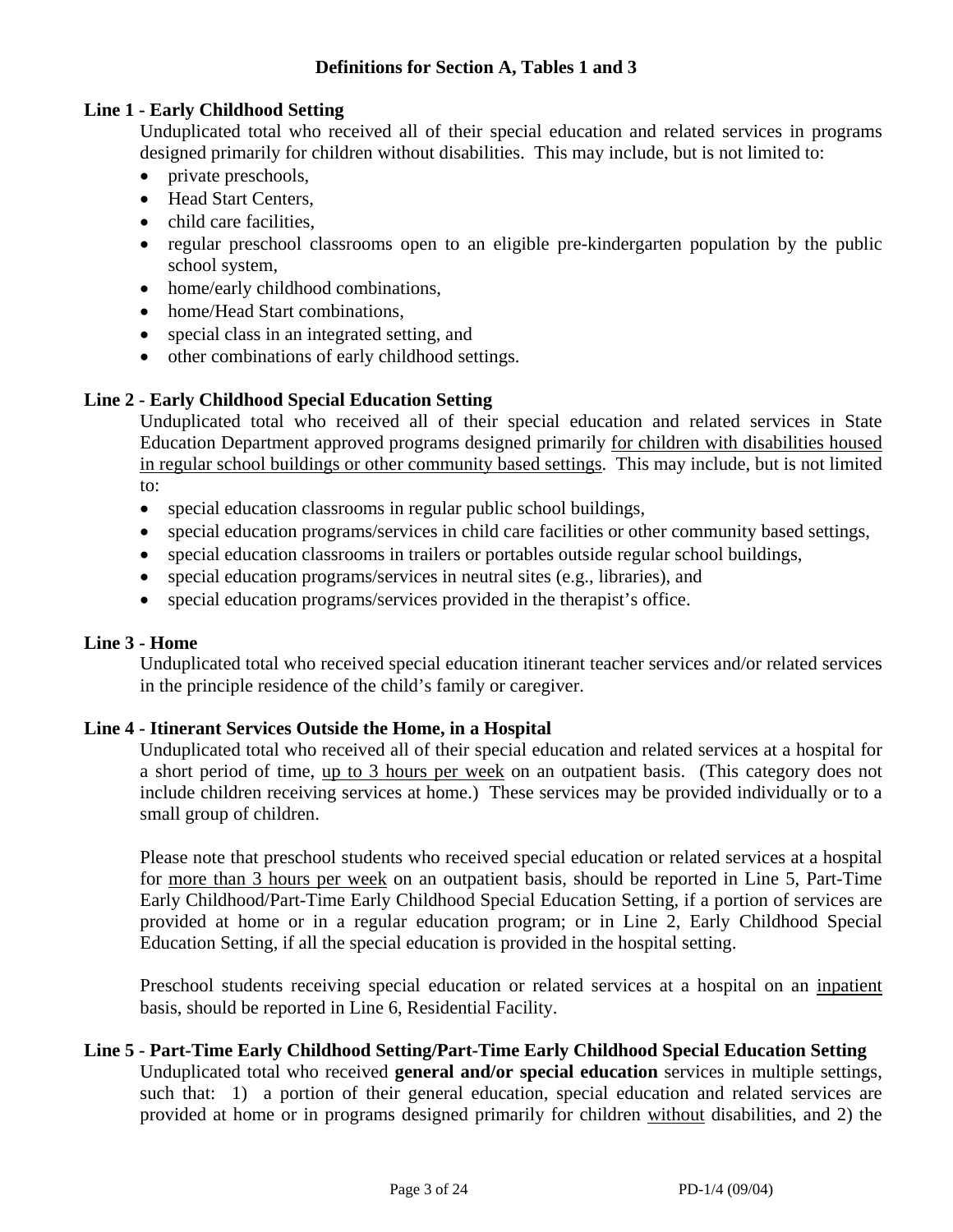## Definitions for Section A, Tables 1 and 3

### Line 1 - Early Childhood Setting

Unduplicated total who received all of their special education and related services in programs designed primarily for children without disabilities. This may include, but is not limited to:

- private preschools,
- Head Start Centers,
- child care facilities,
- regular preschool classrooms open to an eligible pre-kindergarten population by the public school system,
- home/early childhood combinations,
- home/Head Start combinations,
- special class in an integrated setting, and
- other combinations of early childhood settings.

### Line 2 - Early Childhood Special Education Setting

Unduplicated total who received all of their special education and related services in State Education Department approved programs designed primarily <u>for children with disabilities housed in regular school buildings or other community based settings</u>. This may include, but is not limited to:

- special education classrooms in regular public school buildings,
- special education programs/services in child care facilities or other community based settings,
- special education classrooms in trailers or portables outside regular school buildings,
- special education programs/services in neutral sites (e.g., libraries), and
- special education programs/services provided in the therapist's office.

### Line 3 - Home

Unduplicated total who received special education itinerant teacher services and/or related services in the principle residence of the child's family or caregiver.

### Line 4 - Itinerant Services Outside the Home, in a Hospital

Unduplicated total who received all of their special education and related services at a hospital for a short period of time, <u>up to 3 hours per week</u> on an outpatient basis. (This category does not include children receiving services at home.) These services may be provided individually or to a small group of children.

Please note that preschool students who received special education or related services at a hospital for <u>more than 3 hours per week</u> on an outpatient basis, should be reported in Line 5, Part-Time Early Childhood/Part-Time Early Childhood Special Education Setting, if a portion of services are provided at home or in a regular education program; or in Line 2, Early Childhood Special Education Setting, if all the special education is provided in the hospital setting.

Preschool students receiving special education or related services at a hospital on an <u>inpatient</u> basis, should be reported in Line 6, Residential Facility.

### Line 5 - Part-Time Early Childhood Setting/Part-Time Early Childhood Special Education Setting

Unduplicated total who received **general and/or special education** services in multiple settings, such that: 1) a portion of their general education, special education and related services are provided at home or in programs designed primarily for children <u>without</u> disabilities, and 2) the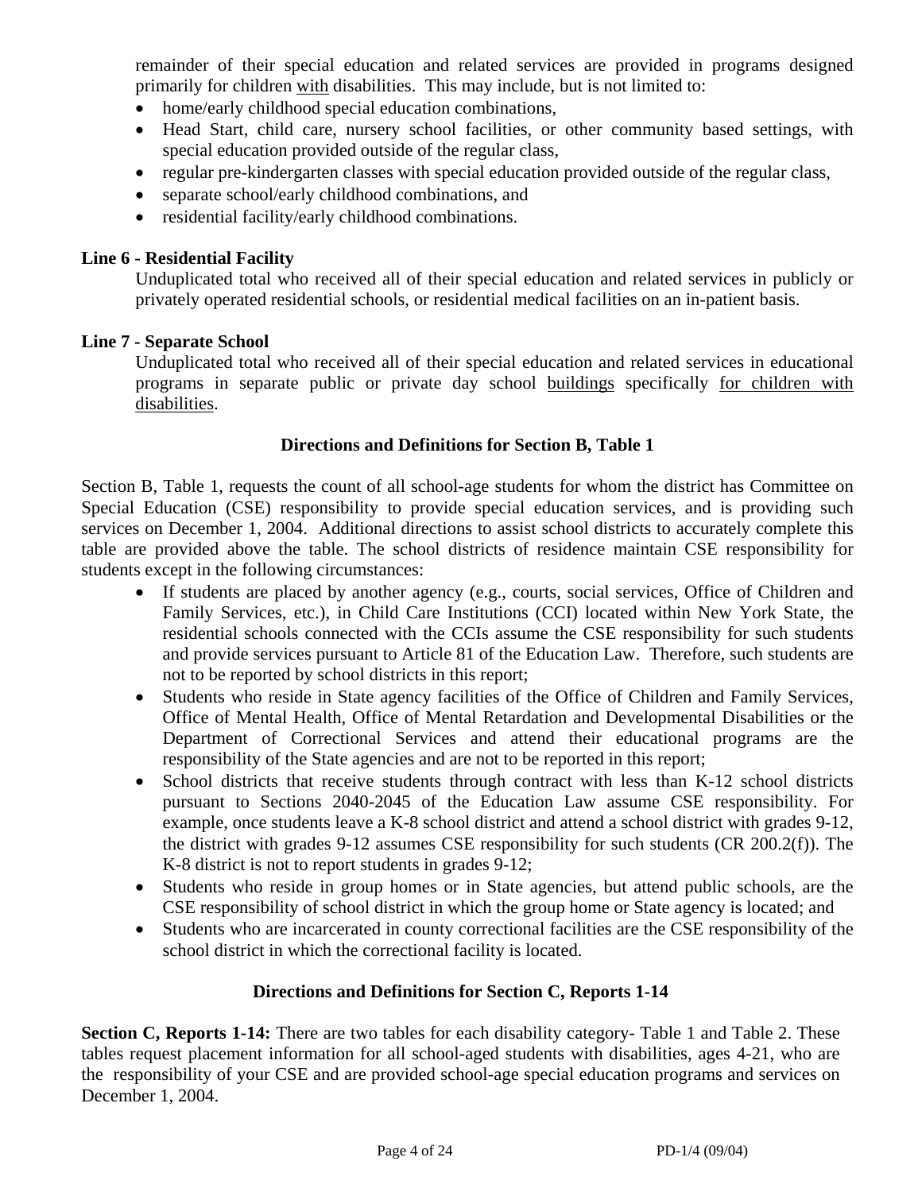remainder of their special education and related services are provided in programs designed primarily for children <u>with</u> disabilities. This may include, but is not limited to:

- home/early childhood special education combinations,
- Head Start, child care, nursery school facilities, or other community based settings, with special education provided outside of the regular class,
- regular pre-kindergarten classes with special education provided outside of the regular class,
- separate school/early childhood combinations, and
- residential facility/early childhood combinations.

**Line 6 - Residential Facility**

Unduplicated total who received all of their special education and related services in publicly or privately operated residential schools, or residential medical facilities on an in-patient basis.

**Line 7 - Separate School**

Unduplicated total who received all of their special education and related services in educational programs in separate public or private day school <u>buildings</u> specifically <u>for children with disabilities</u>.

### Directions and Definitions for Section B, Table 1

Section B, Table 1, requests the count of all school-age students for whom the district has Committee on Special Education (CSE) responsibility to provide special education services, and is providing such services on December 1, 2004. Additional directions to assist school districts to accurately complete this table are provided above the table. The school districts of residence maintain CSE responsibility for students except in the following circumstances:

- If students are placed by another agency (e.g., courts, social services, Office of Children and Family Services, etc.), in Child Care Institutions (CCI) located within New York State, the residential schools connected with the CCIs assume the CSE responsibility for such students and provide services pursuant to Article 81 of the Education Law. Therefore, such students are not to be reported by school districts in this report;
- Students who reside in State agency facilities of the Office of Children and Family Services, Office of Mental Health, Office of Mental Retardation and Developmental Disabilities or the Department of Correctional Services and attend their educational programs are the responsibility of the State agencies and are not to be reported in this report;
- School districts that receive students through contract with less than K-12 school districts pursuant to Sections 2040-2045 of the Education Law assume CSE responsibility. For example, once students leave a K-8 school district and attend a school district with grades 9-12, the district with grades 9-12 assumes CSE responsibility for such students (CR 200.2(f)). The K-8 district is not to report students in grades 9-12;
- Students who reside in group homes or in State agencies, but attend public schools, are the CSE responsibility of school district in which the group home or State agency is located; and
- Students who are incarcerated in county correctional facilities are the CSE responsibility of the school district in which the correctional facility is located.

### Directions and Definitions for Section C, Reports 1-14

**Section C, Reports 1-14:** There are two tables for each disability category- Table 1 and Table 2. These tables request placement information for all school-aged students with disabilities, ages 4-21, who are the responsibility of your CSE and are provided school-age special education programs and services on December 1, 2004.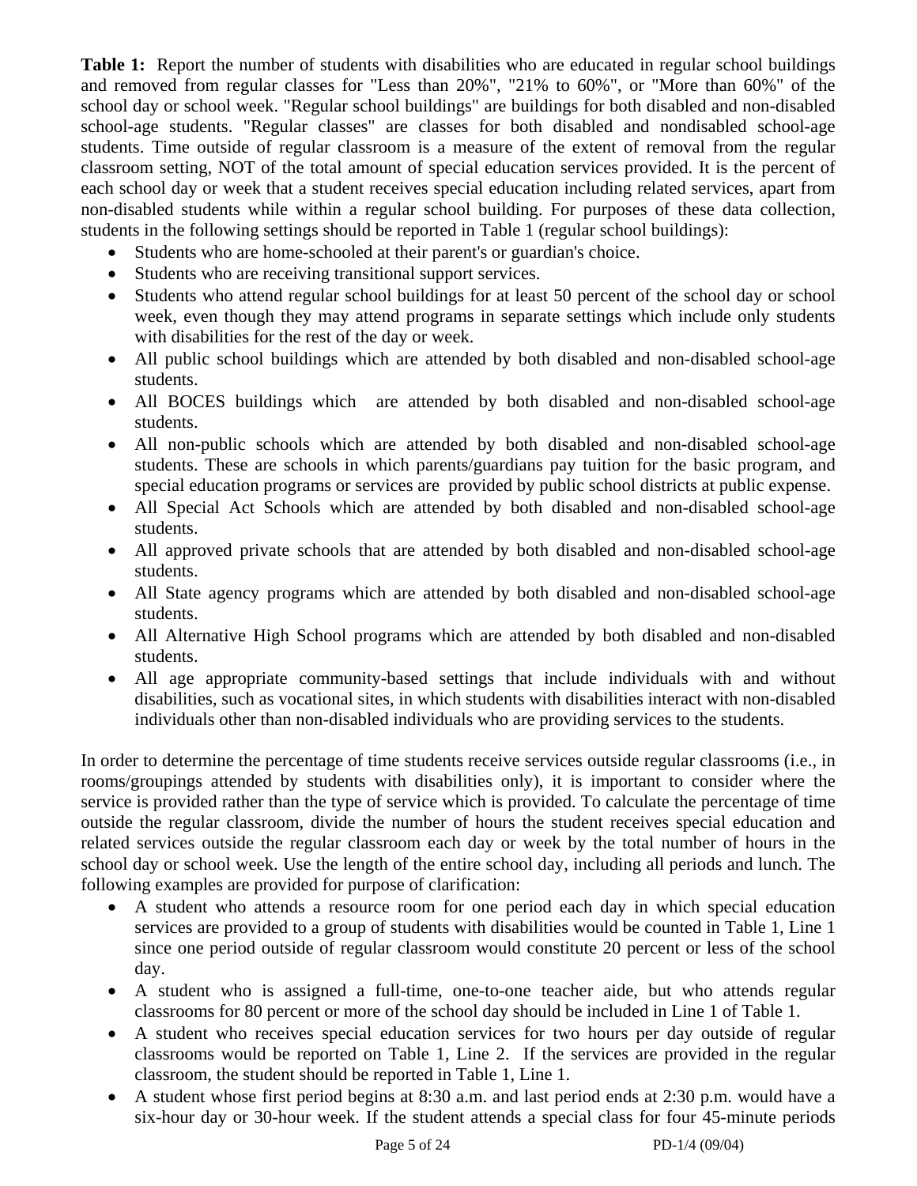**Table 1:** Report the number of students with disabilities who are educated in regular school buildings and removed from regular classes for "Less than 20%", "21% to 60%", or "More than 60%" of the school day or school week. "Regular school buildings" are buildings for both disabled and non-disabled school-age students. "Regular classes" are classes for both disabled and nondisabled school-age students. Time outside of regular classroom is a measure of the extent of removal from the regular classroom setting, NOT of the total amount of special education services provided. It is the percent of each school day or week that a student receives special education including related services, apart from non-disabled students while within a regular school building. For purposes of these data collection, students in the following settings should be reported in Table 1 (regular school buildings):

- Students who are home-schooled at their parent's or guardian's choice.
- Students who are receiving transitional support services.
- Students who attend regular school buildings for at least 50 percent of the school day or school week, even though they may attend programs in separate settings which include only students with disabilities for the rest of the day or week.
- All public school buildings which are attended by both disabled and non-disabled school-age students.
- All BOCES buildings which are attended by both disabled and non-disabled school-age students.
- All non-public schools which are attended by both disabled and non-disabled school-age students. These are schools in which parents/guardians pay tuition for the basic program, and special education programs or services are provided by public school districts at public expense.
- All Special Act Schools which are attended by both disabled and non-disabled school-age students.
- All approved private schools that are attended by both disabled and non-disabled school-age students.
- All State agency programs which are attended by both disabled and non-disabled school-age students.
- All Alternative High School programs which are attended by both disabled and non-disabled students.
- All age appropriate community-based settings that include individuals with and without disabilities, such as vocational sites, in which students with disabilities interact with non-disabled individuals other than non-disabled individuals who are providing services to the students.

In order to determine the percentage of time students receive services outside regular classrooms (i.e., in rooms/groupings attended by students with disabilities only), it is important to consider where the service is provided rather than the type of service which is provided. To calculate the percentage of time outside the regular classroom, divide the number of hours the student receives special education and related services outside the regular classroom each day or week by the total number of hours in the school day or school week. Use the length of the entire school day, including all periods and lunch. The following examples are provided for purpose of clarification:

- A student who attends a resource room for one period each day in which special education services are provided to a group of students with disabilities would be counted in Table 1, Line 1 since one period outside of regular classroom would constitute 20 percent or less of the school day.
- A student who is assigned a full-time, one-to-one teacher aide, but who attends regular classrooms for 80 percent or more of the school day should be included in Line 1 of Table 1.
- A student who receives special education services for two hours per day outside of regular classrooms would be reported on Table 1, Line 2. If the services are provided in the regular classroom, the student should be reported in Table 1, Line 1.
- A student whose first period begins at 8:30 a.m. and last period ends at 2:30 p.m. would have a six-hour day or 30-hour week. If the student attends a special class for four 45-minute periods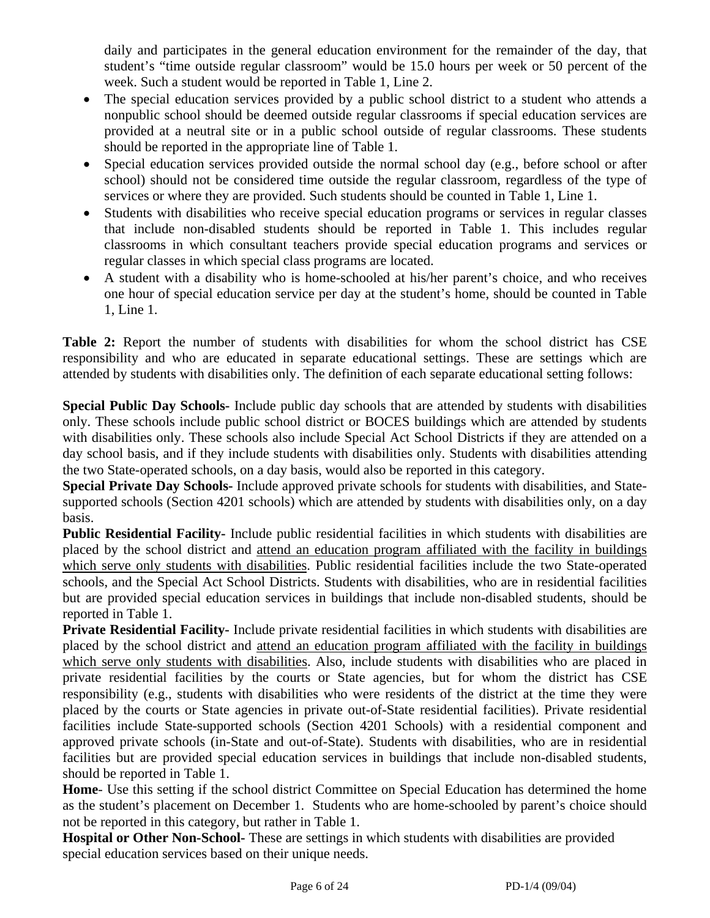daily and participates in the general education environment for the remainder of the day, that student's "time outside regular classroom" would be 15.0 hours per week or 50 percent of the week. Such a student would be reported in Table 1, Line 2.

- The special education services provided by a public school district to a student who attends a nonpublic school should be deemed outside regular classrooms if special education services are provided at a neutral site or in a public school outside of regular classrooms. These students should be reported in the appropriate line of Table 1.
- Special education services provided outside the normal school day (e.g., before school or after school) should not be considered time outside the regular classroom, regardless of the type of services or where they are provided. Such students should be counted in Table 1, Line 1.
- Students with disabilities who receive special education programs or services in regular classes that include non-disabled students should be reported in Table 1. This includes regular classrooms in which consultant teachers provide special education programs and services or regular classes in which special class programs are located.
- A student with a disability who is home-schooled at his/her parent's choice, and who receives one hour of special education service per day at the student's home, should be counted in Table 1, Line 1.

**Table 2:** Report the number of students with disabilities for whom the school district has CSE responsibility and who are educated in separate educational settings. These are settings which are attended by students with disabilities only. The definition of each separate educational setting follows:

**Special Public Day Schools-** Include public day schools that are attended by students with disabilities only. These schools include public school district or BOCES buildings which are attended by students with disabilities only. These schools also include Special Act School Districts if they are attended on a day school basis, and if they include students with disabilities only. Students with disabilities attending the two State-operated schools, on a day basis, would also be reported in this category.

**Special Private Day Schools-** Include approved private schools for students with disabilities, and State-supported schools (Section 4201 schools) which are attended by students with disabilities only, on a day basis.

**Public Residential Facility-** Include public residential facilities in which students with disabilities are placed by the school district and attend an education program affiliated with the facility in buildings which serve only students with disabilities. Public residential facilities include the two State-operated schools, and the Special Act School Districts. Students with disabilities, who are in residential facilities but are provided special education services in buildings that include non-disabled students, should be reported in Table 1.

**Private Residential Facility-** Include private residential facilities in which students with disabilities are placed by the school district and attend an education program affiliated with the facility in buildings which serve only students with disabilities. Also, include students with disabilities who are placed in private residential facilities by the courts or State agencies, but for whom the district has CSE responsibility (e.g., students with disabilities who were residents of the district at the time they were placed by the courts or State agencies in private out-of-State residential facilities). Private residential facilities include State-supported schools (Section 4201 Schools) with a residential component and approved private schools (in-State and out-of-State). Students with disabilities, who are in residential facilities but are provided special education services in buildings that include non-disabled students, should be reported in Table 1.

**Home**- Use this setting if the school district Committee on Special Education has determined the home as the student's placement on December 1. Students who are home-schooled by parent's choice should not be reported in this category, but rather in Table 1.

**Hospital or Other Non-School-** These are settings in which students with disabilities are provided special education services based on their unique needs.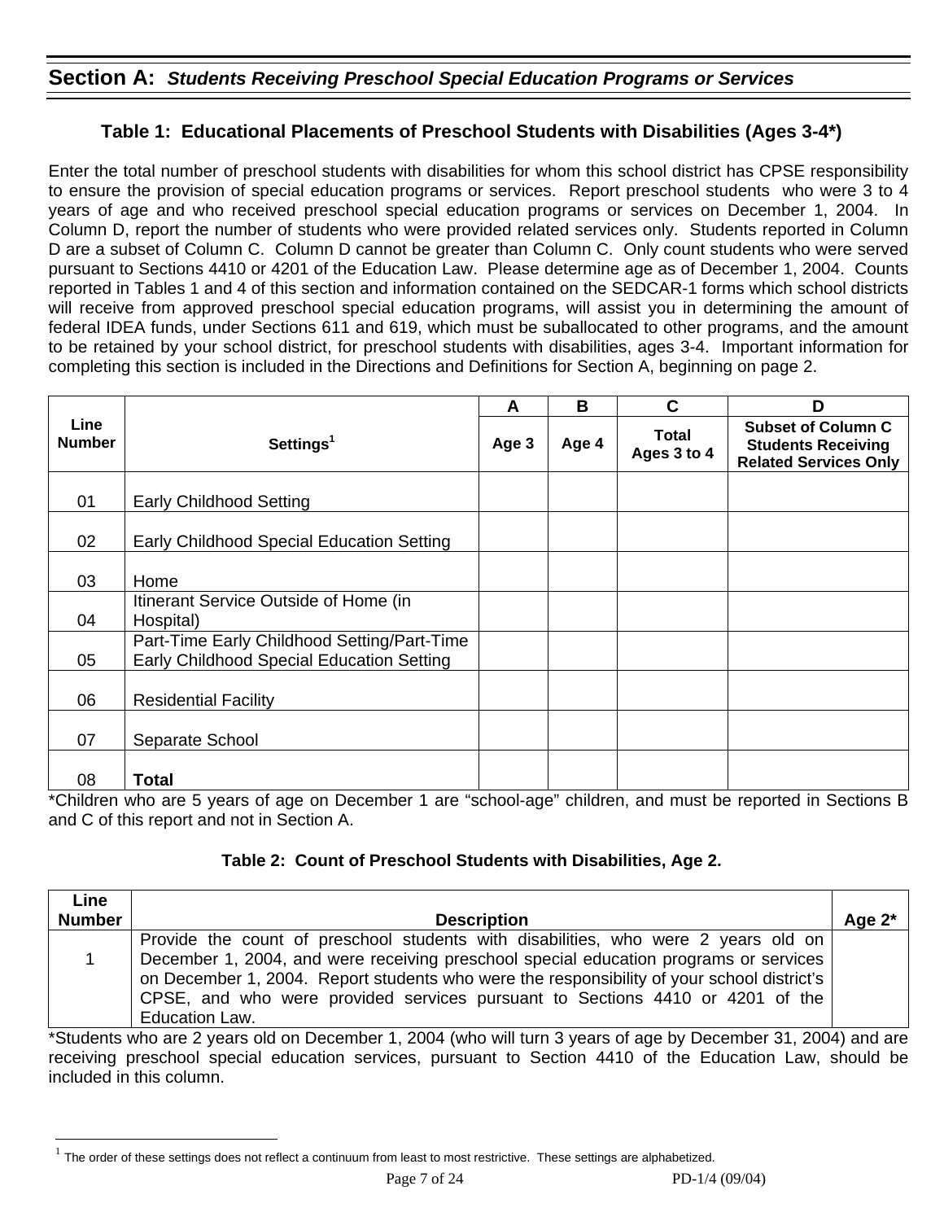## Section A: *Students Receiving Preschool Special Education Programs or Services*

### Table 1: Educational Placements of Preschool Students with Disabilities (Ages 3-4*)

Enter the total number of preschool students with disabilities for whom this school district has CPSE responsibility to ensure the provision of special education programs or services. Report preschool students who were 3 to 4 years of age and who received preschool special education programs or services on December 1, 2004. In Column D, report the number of students who were provided related services only. Students reported in Column D are a subset of Column C. Column D cannot be greater than Column C. Only count students who were served pursuant to Sections 4410 or 4201 of the Education Law. Please determine age as of December 1, 2004. Counts reported in Tables 1 and 4 of this section and information contained on the SEDCAR-1 forms which school districts will receive from approved preschool special education programs, will assist you in determining the amount of federal IDEA funds, under Sections 611 and 619, which must be suballocated to other programs, and the amount to be retained by your school district, for preschool students with disabilities, ages 3-4. Important information for completing this section is included in the Directions and Definitions for Section A, beginning on page 2.

| Line Number | Settings[1] | A | B | C | D |
|---|---|---|---|---|---|
| | | Age 3 | Age 4 | Total Ages 3 to 4 | Subset of Column C Students Receiving Related Services Only |
| 01 | Early Childhood Setting | | | | |
| 02 | Early Childhood Special Education Setting | | | | |
| 03 | Home | | | | |
| 04 | Itinerant Service Outside of Home (in Hospital) | | | | |
| 05 | Part-Time Early Childhood Setting/Part-Time Early Childhood Special Education Setting | | | | |
| 06 | Residential Facility | | | | |
| 07 | Separate School | | | | |
| 08 | **Total** | | | | |

*Children who are 5 years of age on December 1 are "school-age" children, and must be reported in Sections B and C of this report and not in Section A.

### Table 2: Count of Preschool Students with Disabilities, Age 2.

| Line Number | Description | Age 2* |
|---|---|---|
| 1 | Provide the count of preschool students with disabilities, who were 2 years old on December 1, 2004, and were receiving preschool special education programs or services on December 1, 2004. Report students who were the responsibility of your school district's CPSE, and who were provided services pursuant to Sections 4410 or 4201 of the Education Law. | |

*Students who are 2 years old on December 1, 2004 (who will turn 3 years of age by December 31, 2004) and are receiving preschool special education services, pursuant to Section 4410 of the Education Law, should be included in this column.

[1] The order of these settings does not reflect a continuum from least to most restrictive. These settings are alphabetized.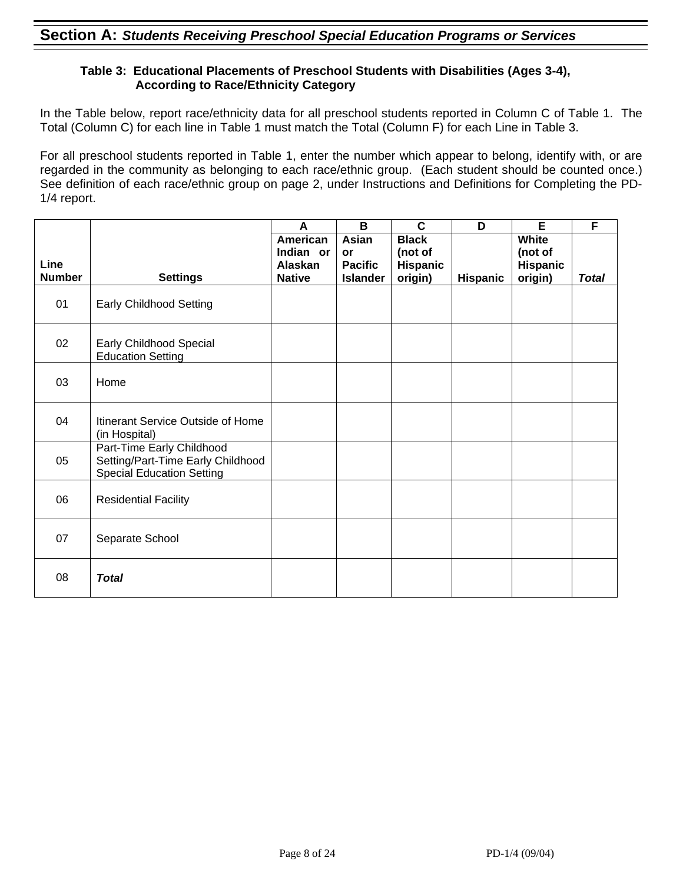## **Section A:** ***Students Receiving Preschool Special Education Programs or Services***

### Table 3: Educational Placements of Preschool Students with Disabilities (Ages 3-4), According to Race/Ethnicity Category

In the Table below, report race/ethnicity data for all preschool students reported in Column C of Table 1. The Total (Column C) for each line in Table 1 must match the Total (Column F) for each Line in Table 3.

For all preschool students reported in Table 1, enter the number which appear to belong, identify with, or are regarded in the community as belonging to each race/ethnic group. (Each student should be counted once.) See definition of each race/ethnic group on page 2, under Instructions and Definitions for Completing the PD-1/4 report.

| | | A | B | C | D | E | F |
|---|---|---|---|---|---|---|---|
| **Line Number** | **Settings** | **American Indian or Alaskan Native** | **Asian or Pacific Islander** | **Black (not of Hispanic origin)** | **Hispanic** | **White (not of Hispanic origin)** | ***Total*** |
| 01 | Early Childhood Setting | | | | | | |
| 02 | Early Childhood Special Education Setting | | | | | | |
| 03 | Home | | | | | | |
| 04 | Itinerant Service Outside of Home (in Hospital) | | | | | | |
| 05 | Part-Time Early Childhood Setting/Part-Time Early Childhood Special Education Setting | | | | | | |
| 06 | Residential Facility | | | | | | |
| 07 | Separate School | | | | | | |
| 08 | ***Total*** | | | | | | |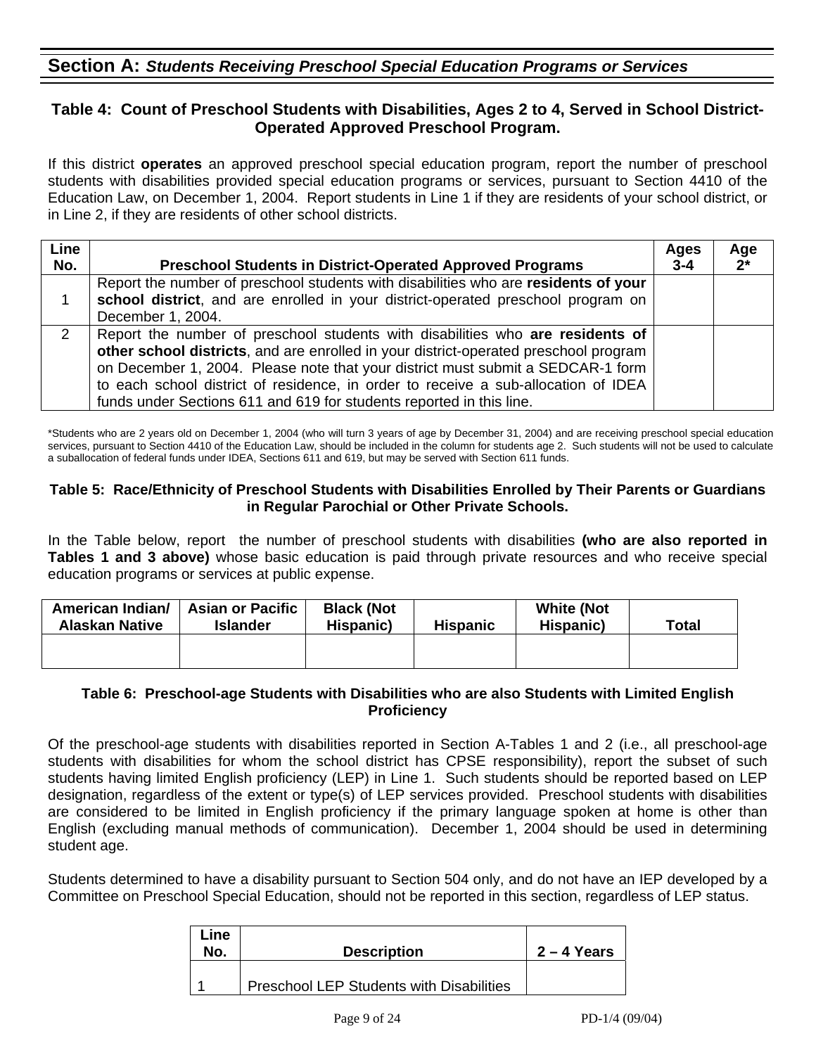## Section A: *Students Receiving Preschool Special Education Programs or Services*

### Table 4: Count of Preschool Students with Disabilities, Ages 2 to 4, Served in School District-Operated Approved Preschool Program.

If this district **operates** an approved preschool special education program, report the number of preschool students with disabilities provided special education programs or services, pursuant to Section 4410 of the Education Law, on December 1, 2004. Report students in Line 1 if they are residents of your school district, or in Line 2, if they are residents of other school districts.

| Line No. | Preschool Students in District-Operated Approved Programs | Ages 3-4 | Age 2* |
|---|---|---|---|
| 1 | Report the number of preschool students with disabilities who are **residents of your school district**, and are enrolled in your district-operated preschool program on December 1, 2004. | | |
| 2 | Report the number of preschool students with disabilities who **are residents of other school districts**, and are enrolled in your district-operated preschool program on December 1, 2004. Please note that your district must submit a SEDCAR-1 form to each school district of residence, in order to receive a sub-allocation of IDEA funds under Sections 611 and 619 for students reported in this line. | | |

*Students who are 2 years old on December 1, 2004 (who will turn 3 years of age by December 31, 2004) and are receiving preschool special education services, pursuant to Section 4410 of the Education Law, should be included in the column for students age 2. Such students will not be used to calculate a suballocation of federal funds under IDEA, Sections 611 and 619, but may be served with Section 611 funds.

### Table 5: Race/Ethnicity of Preschool Students with Disabilities Enrolled by Their Parents or Guardians in Regular Parochial or Other Private Schools.

In the Table below, report the number of preschool students with disabilities **(who are also reported in Tables 1 and 3 above)** whose basic education is paid through private resources and who receive special education programs or services at public expense.

| American Indian/ Alaskan Native | Asian or Pacific Islander | Black (Not Hispanic) | Hispanic | White (Not Hispanic) | Total |
|---|---|---|---|---|---|
| | | | | | |

### Table 6: Preschool-age Students with Disabilities who are also Students with Limited English Proficiency

Of the preschool-age students with disabilities reported in Section A-Tables 1 and 2 (i.e., all preschool-age students with disabilities for whom the school district has CPSE responsibility), report the subset of such students having limited English proficiency (LEP) in Line 1. Such students should be reported based on LEP designation, regardless of the extent or type(s) of LEP services provided. Preschool students with disabilities are considered to be limited in English proficiency if the primary language spoken at home is other than English (excluding manual methods of communication). December 1, 2004 should be used in determining student age.

Students determined to have a disability pursuant to Section 504 only, and do not have an IEP developed by a Committee on Preschool Special Education, should not be reported in this section, regardless of LEP status.

| Line No. | Description | 2 – 4 Years |
|---|---|---|
| 1 | Preschool LEP Students with Disabilities | |

PD-1/4 (09/04)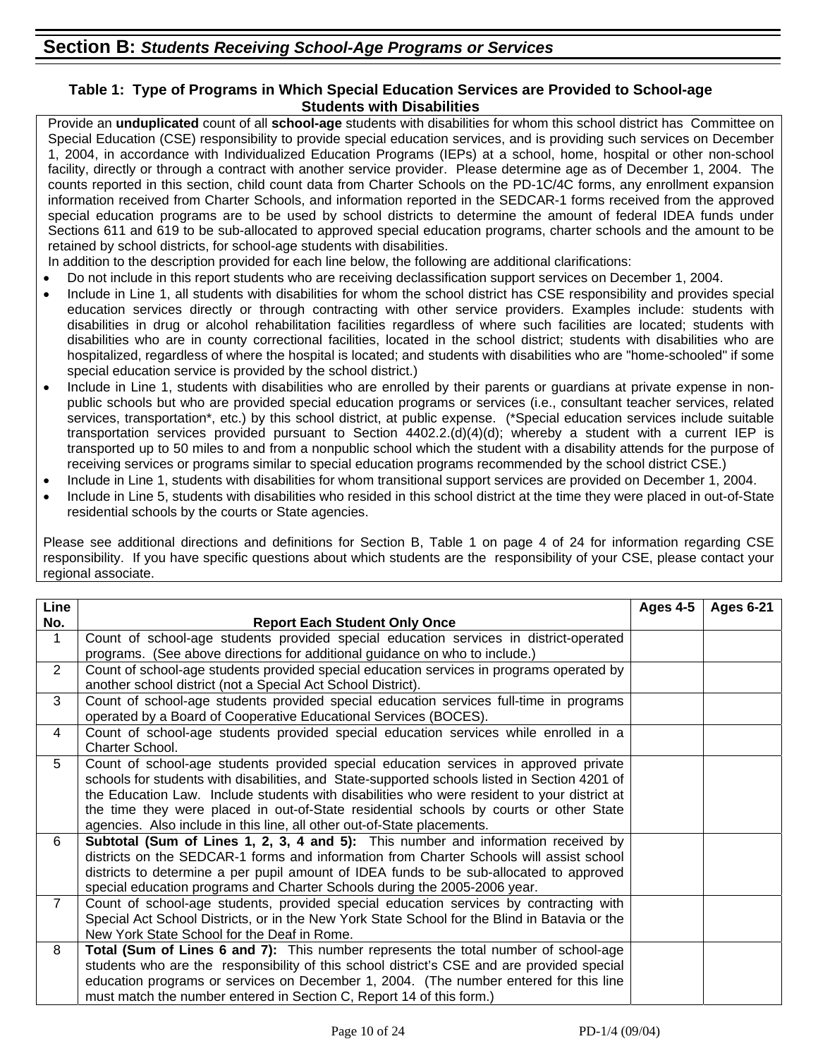## Section B: *Students Receiving School-Age Programs or Services*

### Table 1: Type of Programs in Which Special Education Services are Provided to School-age Students with Disabilities

Provide an **unduplicated** count of all **school-age** students with disabilities for whom this school district has Committee on Special Education (CSE) responsibility to provide special education services, and is providing such services on December 1, 2004, in accordance with Individualized Education Programs (IEPs) at a school, home, hospital or other non-school facility, directly or through a contract with another service provider. Please determine age as of December 1, 2004. The counts reported in this section, child count data from Charter Schools on the PD-1C/4C forms, any enrollment expansion information received from Charter Schools, and information reported in the SEDCAR-1 forms received from the approved special education programs are to be used by school districts to determine the amount of federal IDEA funds under Sections 611 and 619 to be sub-allocated to approved special education programs, charter schools and the amount to be retained by school districts, for school-age students with disabilities.

In addition to the description provided for each line below, the following are additional clarifications:

- Do not include in this report students who are receiving declassification support services on December 1, 2004.
- Include in Line 1, all students with disabilities for whom the school district has CSE responsibility and provides special education services directly or through contracting with other service providers. Examples include: students with disabilities in drug or alcohol rehabilitation facilities regardless of where such facilities are located; students with disabilities who are in county correctional facilities, located in the school district; students with disabilities who are hospitalized, regardless of where the hospital is located; and students with disabilities who are "home-schooled" if some special education service is provided by the school district.)
- Include in Line 1, students with disabilities who are enrolled by their parents or guardians at private expense in non-public schools but who are provided special education programs or services (i.e., consultant teacher services, related services, transportation*, etc.) by this school district, at public expense. (*Special education services include suitable transportation services provided pursuant to Section 4402.2.(d)(4)(d); whereby a student with a current IEP is transported up to 50 miles to and from a nonpublic school which the student with a disability attends for the purpose of receiving services or programs similar to special education programs recommended by the school district CSE.)
- Include in Line 1, students with disabilities for whom transitional support services are provided on December 1, 2004.
- Include in Line 5, students with disabilities who resided in this school district at the time they were placed in out-of-State residential schools by the courts or State agencies.

Please see additional directions and definitions for Section B, Table 1 on page 4 of 24 for information regarding CSE responsibility. If you have specific questions about which students are the responsibility of your CSE, please contact your regional associate.

| Line No. | Report Each Student Only Once | Ages 4-5 | Ages 6-21 |
|---|---|---|---|
| 1 | Count of school-age students provided special education services in district-operated programs. (See above directions for additional guidance on who to include.) | | |
| 2 | Count of school-age students provided special education services in programs operated by another school district (not a Special Act School District). | | |
| 3 | Count of school-age students provided special education services full-time in programs operated by a Board of Cooperative Educational Services (BOCES). | | |
| 4 | Count of school-age students provided special education services while enrolled in a Charter School. | | |
| 5 | Count of school-age students provided special education services in approved private schools for students with disabilities, and State-supported schools listed in Section 4201 of the Education Law. Include students with disabilities who were resident to your district at the time they were placed in out-of-State residential schools by courts or other State agencies. Also include in this line, all other out-of-State placements. | | |
| 6 | **Subtotal (Sum of Lines 1, 2, 3, 4 and 5):** This number and information received by districts on the SEDCAR-1 forms and information from Charter Schools will assist school districts to determine a per pupil amount of IDEA funds to be sub-allocated to approved special education programs and Charter Schools during the 2005-2006 year. | | |
| 7 | Count of school-age students, provided special education services by contracting with Special Act School Districts, or in the New York State School for the Blind in Batavia or the New York State School for the Deaf in Rome. | | |
| 8 | **Total (Sum of Lines 6 and 7):** This number represents the total number of school-age students who are the responsibility of this school district's CSE and are provided special education programs or services on December 1, 2004. (The number entered for this line must match the number entered in Section C, Report 14 of this form.) | | |

PD-1/4 (09/04)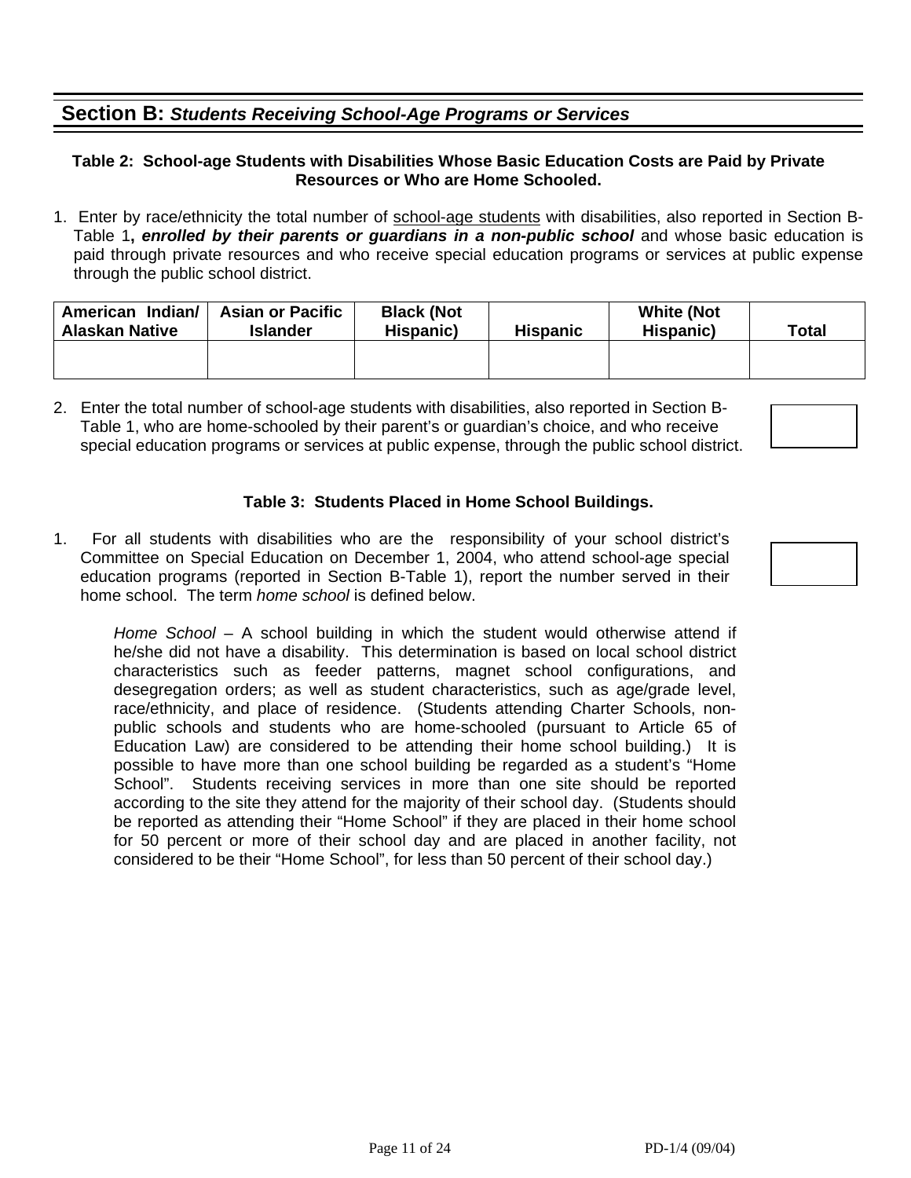## Section B: *Students Receiving School-Age Programs or Services*

### Table 2: School-age Students with Disabilities Whose Basic Education Costs are Paid by Private Resources or Who are Home Schooled.

1. Enter by race/ethnicity the total number of school-age students with disabilities, also reported in Section B-Table 1**, *enrolled by their parents or guardians in a non-public school*** and whose basic education is paid through private resources and who receive special education programs or services at public expense through the public school district.

| American Indian/ Alaskan Native | Asian or Pacific Islander | Black (Not Hispanic) | Hispanic | White (Not Hispanic) | Total |
|---|---|---|---|---|---|
| | | | | | |

2. Enter the total number of school-age students with disabilities, also reported in Section B-Table 1, who are home-schooled by their parent's or guardian's choice, and who receive special education programs or services at public expense, through the public school district.

### Table 3: Students Placed in Home School Buildings.

1. For all students with disabilities who are the responsibility of your school district's Committee on Special Education on December 1, 2004, who attend school-age special education programs (reported in Section B-Table 1), report the number served in their home school. The term *home school* is defined below.

   *Home School* – A school building in which the student would otherwise attend if he/she did not have a disability. This determination is based on local school district characteristics such as feeder patterns, magnet school configurations, and desegregation orders; as well as student characteristics, such as age/grade level, race/ethnicity, and place of residence. (Students attending Charter Schools, non-public schools and students who are home-schooled (pursuant to Article 65 of Education Law) are considered to be attending their home school building.) It is possible to have more than one school building be regarded as a student's "Home School". Students receiving services in more than one site should be reported according to the site they attend for the majority of their school day. (Students should be reported as attending their "Home School" if they are placed in their home school for 50 percent or more of their school day and are placed in another facility, not considered to be their "Home School", for less than 50 percent of their school day.)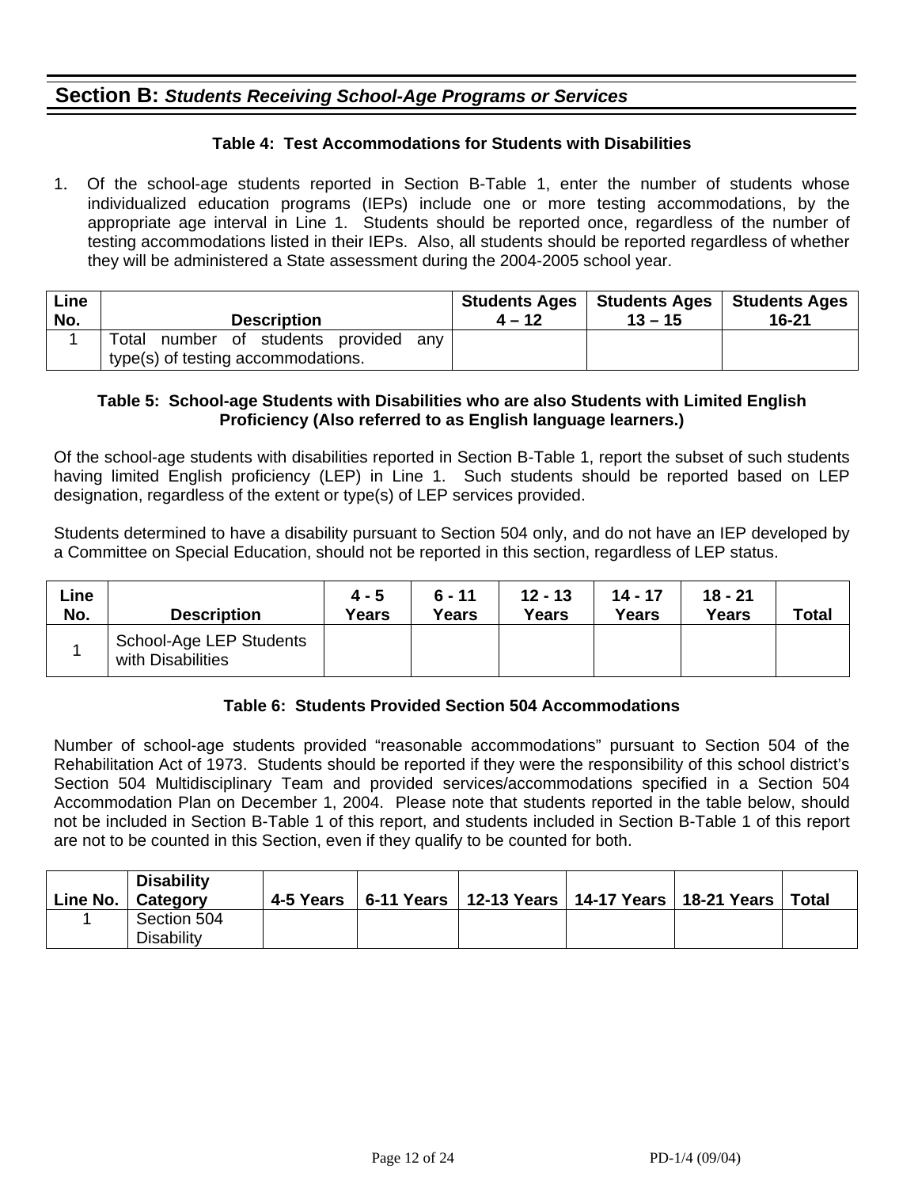## **Section B:** ***Students Receiving School-Age Programs or Services***

### Table 4: Test Accommodations for Students with Disabilities

1. Of the school-age students reported in Section B-Table 1, enter the number of students whose individualized education programs (IEPs) include one or more testing accommodations, by the appropriate age interval in Line 1. Students should be reported once, regardless of the number of testing accommodations listed in their IEPs. Also, all students should be reported regardless of whether they will be administered a State assessment during the 2004-2005 school year.

| Line No. | Description | Students Ages 4 – 12 | Students Ages 13 – 15 | Students Ages 16-21 |
|---|---|---|---|---|
| 1 | Total number of students provided any type(s) of testing accommodations. | | | |

### Table 5: School-age Students with Disabilities who are also Students with Limited English Proficiency (Also referred to as English language learners.)

Of the school-age students with disabilities reported in Section B-Table 1, report the subset of such students having limited English proficiency (LEP) in Line 1. Such students should be reported based on LEP designation, regardless of the extent or type(s) of LEP services provided.

Students determined to have a disability pursuant to Section 504 only, and do not have an IEP developed by a Committee on Special Education, should not be reported in this section, regardless of LEP status.

| Line No. | Description | 4 - 5 Years | 6 - 11 Years | 12 - 13 Years | 14 - 17 Years | 18 - 21 Years | Total |
|---|---|---|---|---|---|---|---|
| 1 | School-Age LEP Students with Disabilities | | | | | | |

### Table 6: Students Provided Section 504 Accommodations

Number of school-age students provided "reasonable accommodations" pursuant to Section 504 of the Rehabilitation Act of 1973. Students should be reported if they were the responsibility of this school district's Section 504 Multidisciplinary Team and provided services/accommodations specified in a Section 504 Accommodation Plan on December 1, 2004. Please note that students reported in the table below, should not be included in Section B-Table 1 of this report, and students included in Section B-Table 1 of this report are not to be counted in this Section, even if they qualify to be counted for both.

| Line No. | Disability Category | 4-5 Years | 6-11 Years | 12-13 Years | 14-17 Years | 18-21 Years | Total |
|---|---|---|---|---|---|---|---|
| 1 | Section 504 Disability | | | | | | |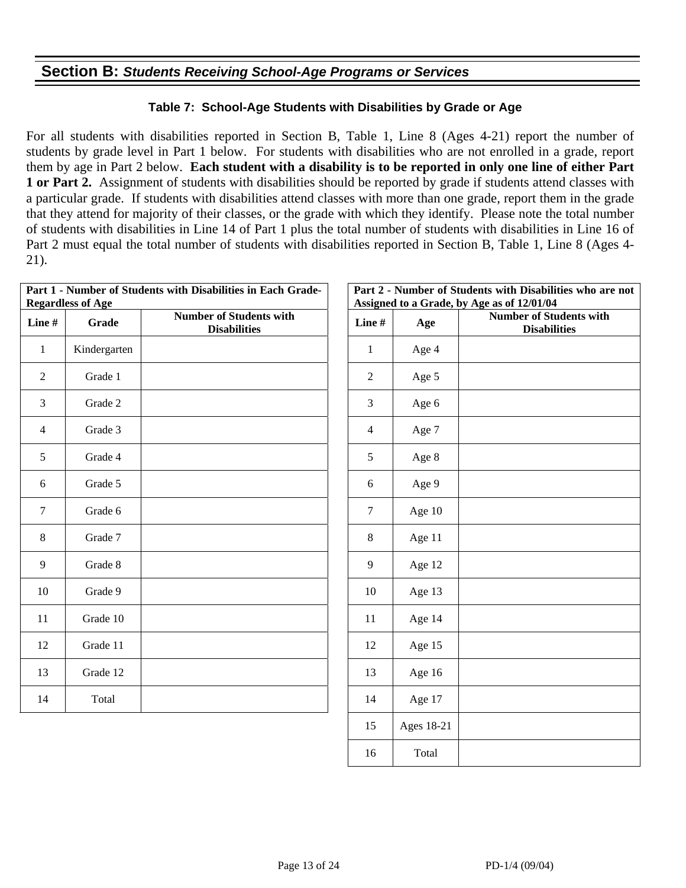## **Section B:** ***Students Receiving School-Age Programs or Services***

### Table 7: School-Age Students with Disabilities by Grade or Age

For all students with disabilities reported in Section B, Table 1, Line 8 (Ages 4-21) report the number of students by grade level in Part 1 below. For students with disabilities who are not enrolled in a grade, report them by age in Part 2 below. **Each student with a disability is to be reported in only one line of either Part 1 or Part 2.** Assignment of students with disabilities should be reported by grade if students attend classes with a particular grade. If students with disabilities attend classes with more than one grade, report them in the grade that they attend for majority of their classes, or the grade with which they identify. Please note the total number of students with disabilities in Line 14 of Part 1 plus the total number of students with disabilities in Line 16 of Part 2 must equal the total number of students with disabilities reported in Section B, Table 1, Line 8 (Ages 4-21).

**Part 1 - Number of Students with Disabilities in Each Grade-Regardless of Age**

| Line # | Grade | Number of Students with Disabilities |
|---|---|---|
| 1 | Kindergarten | |
| 2 | Grade 1 | |
| 3 | Grade 2 | |
| 4 | Grade 3 | |
| 5 | Grade 4 | |
| 6 | Grade 5 | |
| 7 | Grade 6 | |
| 8 | Grade 7 | |
| 9 | Grade 8 | |
| 10 | Grade 9 | |
| 11 | Grade 10 | |
| 12 | Grade 11 | |
| 13 | Grade 12 | |
| 14 | Total | |

**Part 2 - Number of Students with Disabilities who are not Assigned to a Grade, by Age as of 12/01/04**

| Line # | Age | Number of Students with Disabilities |
|---|---|---|
| 1 | Age 4 | |
| 2 | Age 5 | |
| 3 | Age 6 | |
| 4 | Age 7 | |
| 5 | Age 8 | |
| 6 | Age 9 | |
| 7 | Age 10 | |
| 8 | Age 11 | |
| 9 | Age 12 | |
| 10 | Age 13 | |
| 11 | Age 14 | |
| 12 | Age 15 | |
| 13 | Age 16 | |
| 14 | Age 17 | |
| 15 | Ages 18-21 | |
| 16 | Total | |

PD-1/4 (09/04)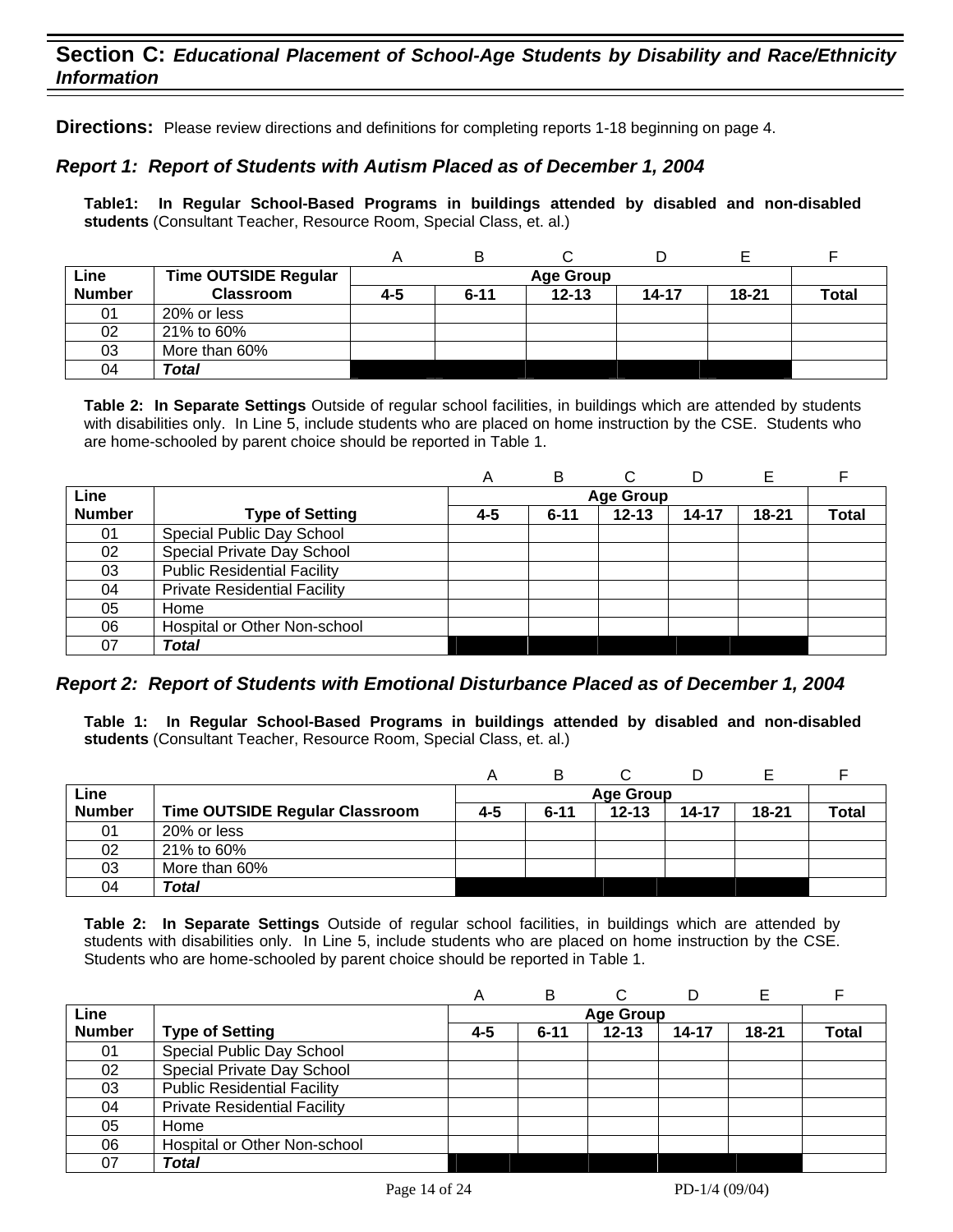## Section C: *Educational Placement of School-Age Students by Disability and Race/Ethnicity Information*

**Directions:** Please review directions and definitions for completing reports 1-18 beginning on page 4.

### *Report 1: Report of Students with Autism Placed as of December 1, 2004*

**Table1: In Regular School-Based Programs in buildings attended by disabled and non-disabled students** (Consultant Teacher, Resource Room, Special Class, et. al.)

| | | A | B | C | D | E | F |
|---|---|---|---|---|---|---|---|
| **Line Number** | **Time OUTSIDE Regular Classroom** | **Age Group** | | | | | |
| | | **4-5** | **6-11** | **12-13** | **14-17** | **18-21** | **Total** |
| 01 | 20% or less | | | | | | |
| 02 | 21% to 60% | | | | | | |
| 03 | More than 60% | | | | | | |
| 04 | ***Total*** | | | | | | |

**Table 2: In Separate Settings** Outside of regular school facilities, in buildings which are attended by students with disabilities only. In Line 5, include students who are placed on home instruction by the CSE. Students who are home-schooled by parent choice should be reported in Table 1.

| | | A | B | C | D | E | F |
|---|---|---|---|---|---|---|---|
| **Line Number** | **Type of Setting** | **Age Group** | | | | | |
| | | **4-5** | **6-11** | **12-13** | **14-17** | **18-21** | **Total** |
| 01 | Special Public Day School | | | | | | |
| 02 | Special Private Day School | | | | | | |
| 03 | Public Residential Facility | | | | | | |
| 04 | Private Residential Facility | | | | | | |
| 05 | Home | | | | | | |
| 06 | Hospital or Other Non-school | | | | | | |
| 07 | ***Total*** | | | | | | |

### *Report 2: Report of Students with Emotional Disturbance Placed as of December 1, 2004*

**Table 1: In Regular School-Based Programs in buildings attended by disabled and non-disabled students** (Consultant Teacher, Resource Room, Special Class, et. al.)

| | | A | B | C | D | E | F |
|---|---|---|---|---|---|---|---|
| **Line Number** | **Time OUTSIDE Regular Classroom** | **Age Group** | | | | | |
| | | **4-5** | **6-11** | **12-13** | **14-17** | **18-21** | **Total** |
| 01 | 20% or less | | | | | | |
| 02 | 21% to 60% | | | | | | |
| 03 | More than 60% | | | | | | |
| 04 | ***Total*** | | | | | | |

**Table 2: In Separate Settings** Outside of regular school facilities, in buildings which are attended by students with disabilities only. In Line 5, include students who are placed on home instruction by the CSE. Students who are home-schooled by parent choice should be reported in Table 1.

| | | A | B | C | D | E | F |
|---|---|---|---|---|---|---|---|
| **Line Number** | **Type of Setting** | **Age Group** | | | | | |
| | | **4-5** | **6-11** | **12-13** | **14-17** | **18-21** | **Total** |
| 01 | Special Public Day School | | | | | | |
| 02 | Special Private Day School | | | | | | |
| 03 | Public Residential Facility | | | | | | |
| 04 | Private Residential Facility | | | | | | |
| 05 | Home | | | | | | |
| 06 | Hospital or Other Non-school | | | | | | |
| 07 | ***Total*** | | | | | | |

PD-1/4 (09/04)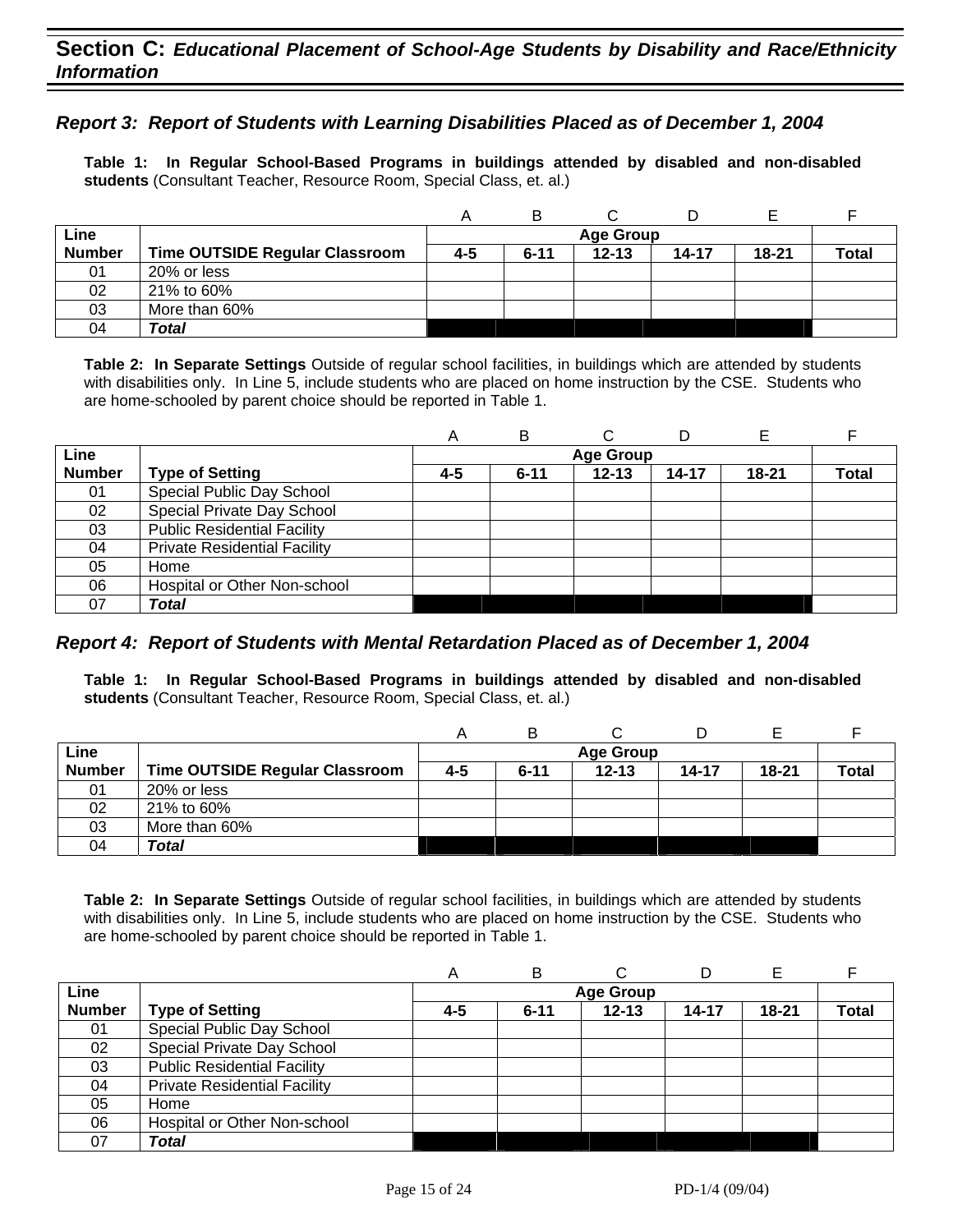## Section C: *Educational Placement of School-Age Students by Disability and Race/Ethnicity Information*

### *Report 3: Report of Students with Learning Disabilities Placed as of December 1, 2004*

**Table 1: In Regular School-Based Programs in buildings attended by disabled and non-disabled students** (Consultant Teacher, Resource Room, Special Class, et. al.)

| | | A | B | C | D | E | F |
|---|---|---|---|---|---|---|---|
| **Line Number** | **Time OUTSIDE Regular Classroom** | **Age Group** 4-5 | 6-11 | 12-13 | 14-17 | 18-21 | **Total** |
| 01 | 20% or less | | | | | | |
| 02 | 21% to 60% | | | | | | |
| 03 | More than 60% | | | | | | |
| 04 | ***Total*** | | | | | | |

**Table 2: In Separate Settings** Outside of regular school facilities, in buildings which are attended by students with disabilities only. In Line 5, include students who are placed on home instruction by the CSE. Students who are home-schooled by parent choice should be reported in Table 1.

| | | A | B | C | D | E | F |
|---|---|---|---|---|---|---|---|
| **Line Number** | **Type of Setting** | **Age Group** 4-5 | 6-11 | 12-13 | 14-17 | 18-21 | **Total** |
| 01 | Special Public Day School | | | | | | |
| 02 | Special Private Day School | | | | | | |
| 03 | Public Residential Facility | | | | | | |
| 04 | Private Residential Facility | | | | | | |
| 05 | Home | | | | | | |
| 06 | Hospital or Other Non-school | | | | | | |
| 07 | ***Total*** | | | | | | |

### *Report 4: Report of Students with Mental Retardation Placed as of December 1, 2004*

**Table 1: In Regular School-Based Programs in buildings attended by disabled and non-disabled students** (Consultant Teacher, Resource Room, Special Class, et. al.)

| | | A | B | C | D | E | F |
|---|---|---|---|---|---|---|---|
| **Line Number** | **Time OUTSIDE Regular Classroom** | **Age Group** 4-5 | 6-11 | 12-13 | 14-17 | 18-21 | **Total** |
| 01 | 20% or less | | | | | | |
| 02 | 21% to 60% | | | | | | |
| 03 | More than 60% | | | | | | |
| 04 | ***Total*** | | | | | | |

**Table 2: In Separate Settings** Outside of regular school facilities, in buildings which are attended by students with disabilities only. In Line 5, include students who are placed on home instruction by the CSE. Students who are home-schooled by parent choice should be reported in Table 1.

| | | A | B | C | D | E | F |
|---|---|---|---|---|---|---|---|
| **Line Number** | **Type of Setting** | **Age Group** 4-5 | 6-11 | 12-13 | 14-17 | 18-21 | **Total** |
| 01 | Special Public Day School | | | | | | |
| 02 | Special Private Day School | | | | | | |
| 03 | Public Residential Facility | | | | | | |
| 04 | Private Residential Facility | | | | | | |
| 05 | Home | | | | | | |
| 06 | Hospital or Other Non-school | | | | | | |
| 07 | ***Total*** | | | | | | |

PD-1/4 (09/04)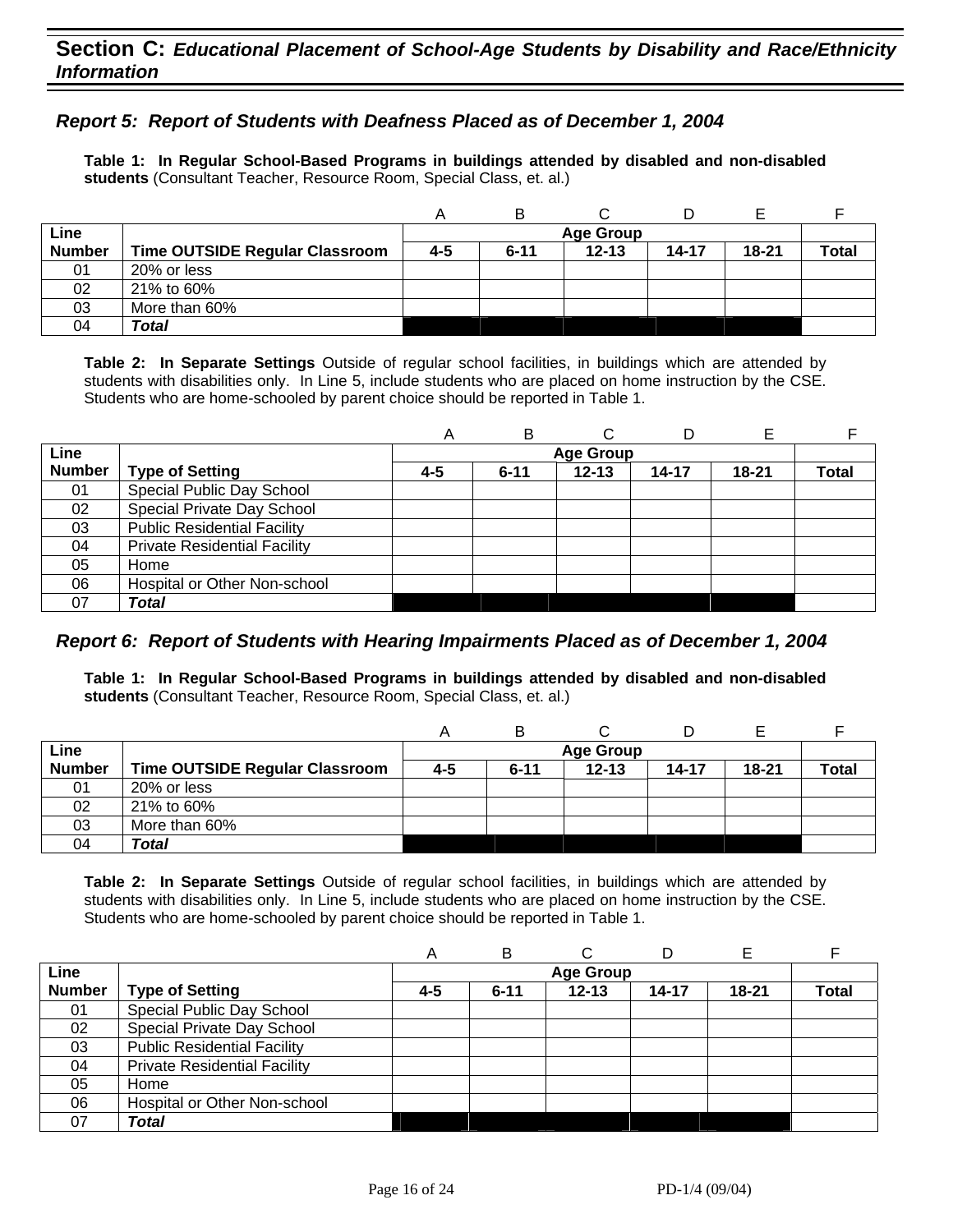## Section C: *Educational Placement of School-Age Students by Disability and Race/Ethnicity Information*

### *Report 5: Report of Students with Deafness Placed as of December 1, 2004*

**Table 1: In Regular School-Based Programs in buildings attended by disabled and non-disabled students** (Consultant Teacher, Resource Room, Special Class, et. al.)

| | | A | B | C | D | E | F |
|---|---|---|---|---|---|---|---|
| **Line Number** | **Time OUTSIDE Regular Classroom** | **Age Group 4-5** | **6-11** | **12-13** | **14-17** | **18-21** | **Total** |
| 01 | 20% or less | | | | | | |
| 02 | 21% to 60% | | | | | | |
| 03 | More than 60% | | | | | | |
| 04 | ***Total*** | | | | | | |

**Table 2: In Separate Settings** Outside of regular school facilities, in buildings which are attended by students with disabilities only. In Line 5, include students who are placed on home instruction by the CSE. Students who are home-schooled by parent choice should be reported in Table 1.

| | | A | B | C | D | E | F |
|---|---|---|---|---|---|---|---|
| **Line Number** | **Type of Setting** | **Age Group 4-5** | **6-11** | **12-13** | **14-17** | **18-21** | **Total** |
| 01 | Special Public Day School | | | | | | |
| 02 | Special Private Day School | | | | | | |
| 03 | Public Residential Facility | | | | | | |
| 04 | Private Residential Facility | | | | | | |
| 05 | Home | | | | | | |
| 06 | Hospital or Other Non-school | | | | | | |
| 07 | ***Total*** | | | | | | |

### *Report 6: Report of Students with Hearing Impairments Placed as of December 1, 2004*

**Table 1: In Regular School-Based Programs in buildings attended by disabled and non-disabled students** (Consultant Teacher, Resource Room, Special Class, et. al.)

| | | A | B | C | D | E | F |
|---|---|---|---|---|---|---|---|
| **Line Number** | **Time OUTSIDE Regular Classroom** | **Age Group 4-5** | **6-11** | **12-13** | **14-17** | **18-21** | **Total** |
| 01 | 20% or less | | | | | | |
| 02 | 21% to 60% | | | | | | |
| 03 | More than 60% | | | | | | |
| 04 | ***Total*** | | | | | | |

**Table 2: In Separate Settings** Outside of regular school facilities, in buildings which are attended by students with disabilities only. In Line 5, include students who are placed on home instruction by the CSE. Students who are home-schooled by parent choice should be reported in Table 1.

| | | A | B | C | D | E | F |
|---|---|---|---|---|---|---|---|
| **Line Number** | **Type of Setting** | **Age Group 4-5** | **6-11** | **12-13** | **14-17** | **18-21** | **Total** |
| 01 | Special Public Day School | | | | | | |
| 02 | Special Private Day School | | | | | | |
| 03 | Public Residential Facility | | | | | | |
| 04 | Private Residential Facility | | | | | | |
| 05 | Home | | | | | | |
| 06 | Hospital or Other Non-school | | | | | | |
| 07 | ***Total*** | | | | | | |

PD-1/4 (09/04)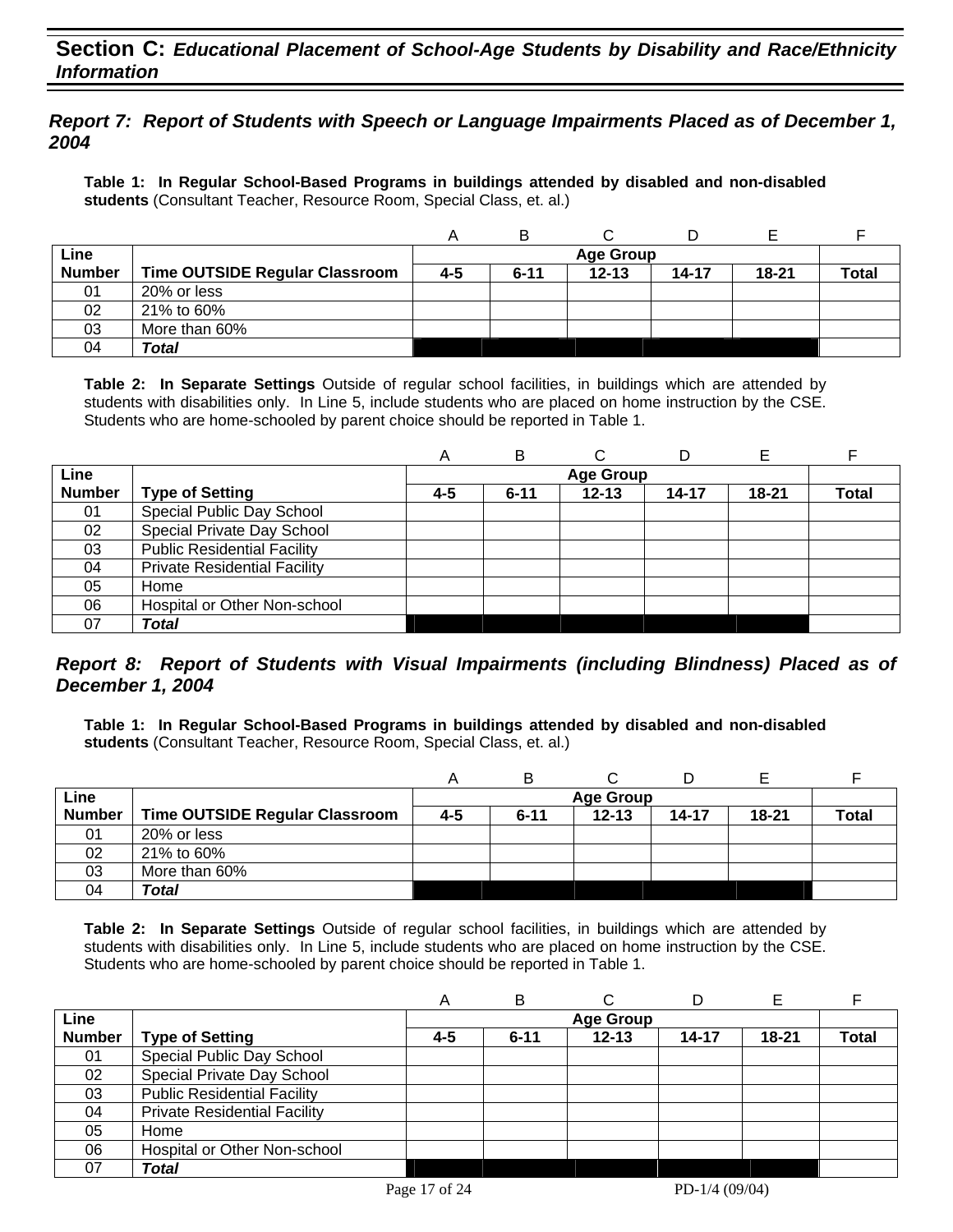## Section C: *Educational Placement of School-Age Students by Disability and Race/Ethnicity Information*

### *Report 7: Report of Students with Speech or Language Impairments Placed as of December 1, 2004*

**Table 1: In Regular School-Based Programs in buildings attended by disabled and non-disabled students** (Consultant Teacher, Resource Room, Special Class, et. al.)

| | | A | B | C | D | E | F |
|---|---|---|---|---|---|---|---|
| **Line** | | **Age Group** | | | | | |
| **Number** | **Time OUTSIDE Regular Classroom** | **4-5** | **6-11** | **12-13** | **14-17** | **18-21** | **Total** |
| 01 | 20% or less | | | | | | |
| 02 | 21% to 60% | | | | | | |
| 03 | More than 60% | | | | | | |
| 04 | ***Total*** | | | | | | |

**Table 2: In Separate Settings** Outside of regular school facilities, in buildings which are attended by students with disabilities only. In Line 5, include students who are placed on home instruction by the CSE. Students who are home-schooled by parent choice should be reported in Table 1.

| | | A | B | C | D | E | F |
|---|---|---|---|---|---|---|---|
| **Line** | | **Age Group** | | | | | |
| **Number** | **Type of Setting** | **4-5** | **6-11** | **12-13** | **14-17** | **18-21** | **Total** |
| 01 | Special Public Day School | | | | | | |
| 02 | Special Private Day School | | | | | | |
| 03 | Public Residential Facility | | | | | | |
| 04 | Private Residential Facility | | | | | | |
| 05 | Home | | | | | | |
| 06 | Hospital or Other Non-school | | | | | | |
| 07 | ***Total*** | | | | | | |

### *Report 8: Report of Students with Visual Impairments (including Blindness) Placed as of December 1, 2004*

**Table 1: In Regular School-Based Programs in buildings attended by disabled and non-disabled students** (Consultant Teacher, Resource Room, Special Class, et. al.)

| | | A | B | C | D | E | F |
|---|---|---|---|---|---|---|---|
| **Line** | | **Age Group** | | | | | |
| **Number** | **Time OUTSIDE Regular Classroom** | **4-5** | **6-11** | **12-13** | **14-17** | **18-21** | **Total** |
| 01 | 20% or less | | | | | | |
| 02 | 21% to 60% | | | | | | |
| 03 | More than 60% | | | | | | |
| 04 | ***Total*** | | | | | | |

**Table 2: In Separate Settings** Outside of regular school facilities, in buildings which are attended by students with disabilities only. In Line 5, include students who are placed on home instruction by the CSE. Students who are home-schooled by parent choice should be reported in Table 1.

| | | A | B | C | D | E | F |
|---|---|---|---|---|---|---|---|
| **Line** | | **Age Group** | | | | | |
| **Number** | **Type of Setting** | **4-5** | **6-11** | **12-13** | **14-17** | **18-21** | **Total** |
| 01 | Special Public Day School | | | | | | |
| 02 | Special Private Day School | | | | | | |
| 03 | Public Residential Facility | | | | | | |
| 04 | Private Residential Facility | | | | | | |
| 05 | Home | | | | | | |
| 06 | Hospital or Other Non-school | | | | | | |
| 07 | ***Total*** | | | | | | |

PD-1/4 (09/04)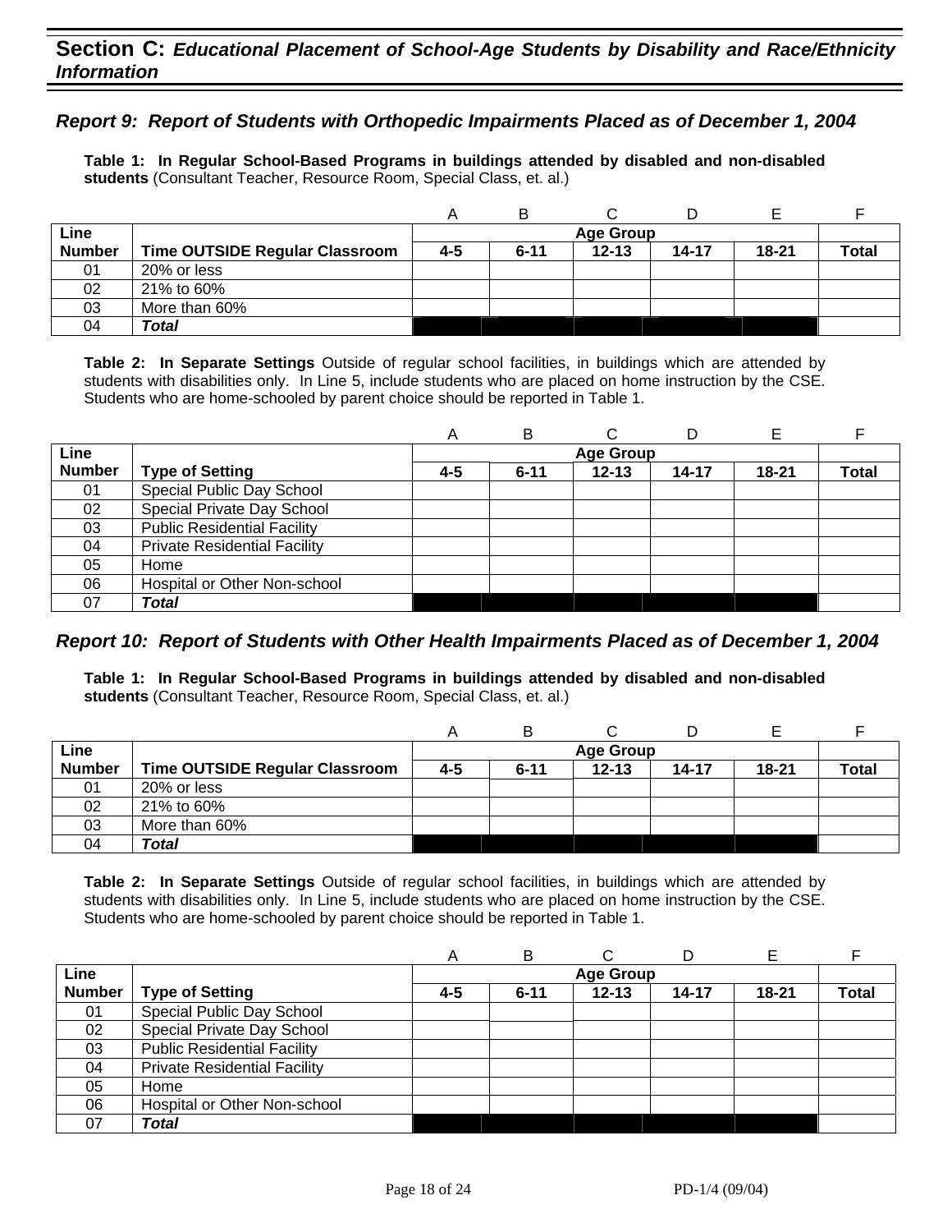## Section C: *Educational Placement of School-Age Students by Disability and Race/Ethnicity Information*

### *Report 9: Report of Students with Orthopedic Impairments Placed as of December 1, 2004*

**Table 1: In Regular School-Based Programs in buildings attended by disabled and non-disabled students** (Consultant Teacher, Resource Room, Special Class, et. al.)

| | | A | B | C | D | E | F |
|---|---|---|---|---|---|---|---|
| **Line** | | **Age Group** | | | | | |
| **Number** | **Time OUTSIDE Regular Classroom** | **4-5** | **6-11** | **12-13** | **14-17** | **18-21** | **Total** |
| 01 | 20% or less | | | | | | |
| 02 | 21% to 60% | | | | | | |
| 03 | More than 60% | | | | | | |
| 04 | ***Total*** | | | | | | |

**Table 2: In Separate Settings** Outside of regular school facilities, in buildings which are attended by students with disabilities only. In Line 5, include students who are placed on home instruction by the CSE. Students who are home-schooled by parent choice should be reported in Table 1.

| | | A | B | C | D | E | F |
|---|---|---|---|---|---|---|---|
| **Line** | | **Age Group** | | | | | |
| **Number** | **Type of Setting** | **4-5** | **6-11** | **12-13** | **14-17** | **18-21** | **Total** |
| 01 | Special Public Day School | | | | | | |
| 02 | Special Private Day School | | | | | | |
| 03 | Public Residential Facility | | | | | | |
| 04 | Private Residential Facility | | | | | | |
| 05 | Home | | | | | | |
| 06 | Hospital or Other Non-school | | | | | | |
| 07 | ***Total*** | | | | | | |

### *Report 10: Report of Students with Other Health Impairments Placed as of December 1, 2004*

**Table 1: In Regular School-Based Programs in buildings attended by disabled and non-disabled students** (Consultant Teacher, Resource Room, Special Class, et. al.)

| | | A | B | C | D | E | F |
|---|---|---|---|---|---|---|---|
| **Line** | | **Age Group** | | | | | |
| **Number** | **Time OUTSIDE Regular Classroom** | **4-5** | **6-11** | **12-13** | **14-17** | **18-21** | **Total** |
| 01 | 20% or less | | | | | | |
| 02 | 21% to 60% | | | | | | |
| 03 | More than 60% | | | | | | |
| 04 | ***Total*** | | | | | | |

**Table 2: In Separate Settings** Outside of regular school facilities, in buildings which are attended by students with disabilities only. In Line 5, include students who are placed on home instruction by the CSE. Students who are home-schooled by parent choice should be reported in Table 1.

| | | A | B | C | D | E | F |
|---|---|---|---|---|---|---|---|
| **Line** | | **Age Group** | | | | | |
| **Number** | **Type of Setting** | **4-5** | **6-11** | **12-13** | **14-17** | **18-21** | **Total** |
| 01 | Special Public Day School | | | | | | |
| 02 | Special Private Day School | | | | | | |
| 03 | Public Residential Facility | | | | | | |
| 04 | Private Residential Facility | | | | | | |
| 05 | Home | | | | | | |
| 06 | Hospital or Other Non-school | | | | | | |
| 07 | ***Total*** | | | | | | |

PD-1/4 (09/04)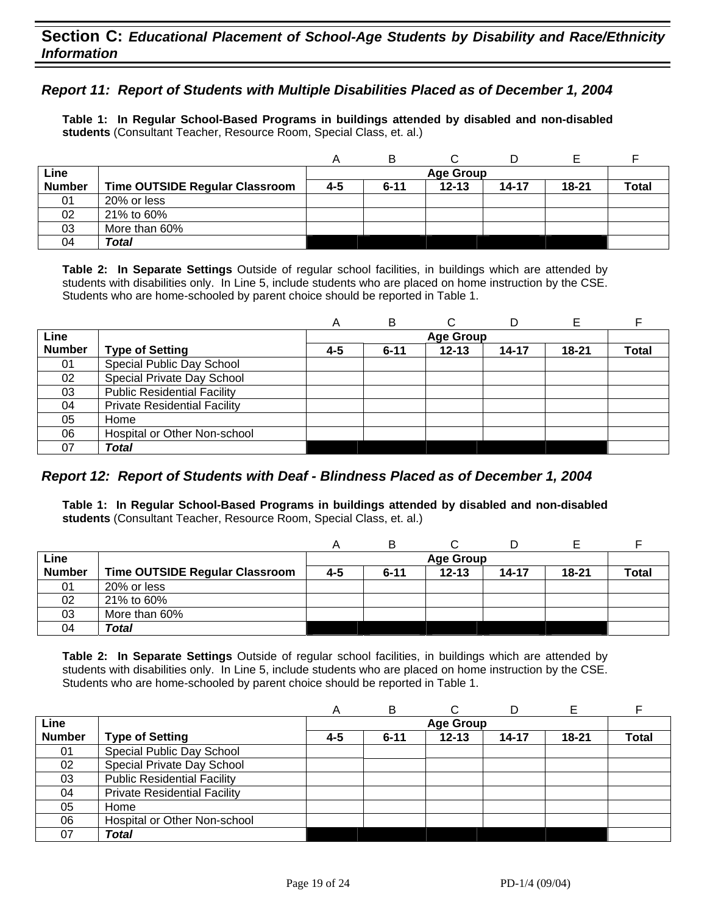## Section C: *Educational Placement of School-Age Students by Disability and Race/Ethnicity Information*

### *Report 11: Report of Students with Multiple Disabilities Placed as of December 1, 2004*

**Table 1: In Regular School-Based Programs in buildings attended by disabled and non-disabled students** (Consultant Teacher, Resource Room, Special Class, et. al.)

| | | A | B | C | D | E | F |
|---|---|---|---|---|---|---|---|
| **Line Number** | **Time OUTSIDE Regular Classroom** | **Age Group** | | | | | |
| | | **4-5** | **6-11** | **12-13** | **14-17** | **18-21** | **Total** |
| 01 | 20% or less | | | | | | |
| 02 | 21% to 60% | | | | | | |
| 03 | More than 60% | | | | | | |
| 04 | ***Total*** | | | | | | |

**Table 2: In Separate Settings** Outside of regular school facilities, in buildings which are attended by students with disabilities only. In Line 5, include students who are placed on home instruction by the CSE. Students who are home-schooled by parent choice should be reported in Table 1.

| | | A | B | C | D | E | F |
|---|---|---|---|---|---|---|---|
| **Line Number** | **Type of Setting** | **Age Group** | | | | | |
| | | **4-5** | **6-11** | **12-13** | **14-17** | **18-21** | **Total** |
| 01 | Special Public Day School | | | | | | |
| 02 | Special Private Day School | | | | | | |
| 03 | Public Residential Facility | | | | | | |
| 04 | Private Residential Facility | | | | | | |
| 05 | Home | | | | | | |
| 06 | Hospital or Other Non-school | | | | | | |
| 07 | ***Total*** | | | | | | |

### *Report 12: Report of Students with Deaf - Blindness Placed as of December 1, 2004*

**Table 1: In Regular School-Based Programs in buildings attended by disabled and non-disabled students** (Consultant Teacher, Resource Room, Special Class, et. al.)

| | | A | B | C | D | E | F |
|---|---|---|---|---|---|---|---|
| **Line Number** | **Time OUTSIDE Regular Classroom** | **Age Group** | | | | | |
| | | **4-5** | **6-11** | **12-13** | **14-17** | **18-21** | **Total** |
| 01 | 20% or less | | | | | | |
| 02 | 21% to 60% | | | | | | |
| 03 | More than 60% | | | | | | |
| 04 | ***Total*** | | | | | | |

**Table 2: In Separate Settings** Outside of regular school facilities, in buildings which are attended by students with disabilities only. In Line 5, include students who are placed on home instruction by the CSE. Students who are home-schooled by parent choice should be reported in Table 1.

| | | A | B | C | D | E | F |
|---|---|---|---|---|---|---|---|
| **Line Number** | **Type of Setting** | **Age Group** | | | | | |
| | | **4-5** | **6-11** | **12-13** | **14-17** | **18-21** | **Total** |
| 01 | Special Public Day School | | | | | | |
| 02 | Special Private Day School | | | | | | |
| 03 | Public Residential Facility | | | | | | |
| 04 | Private Residential Facility | | | | | | |
| 05 | Home | | | | | | |
| 06 | Hospital or Other Non-school | | | | | | |
| 07 | ***Total*** | | | | | | |

PD-1/4 (09/04)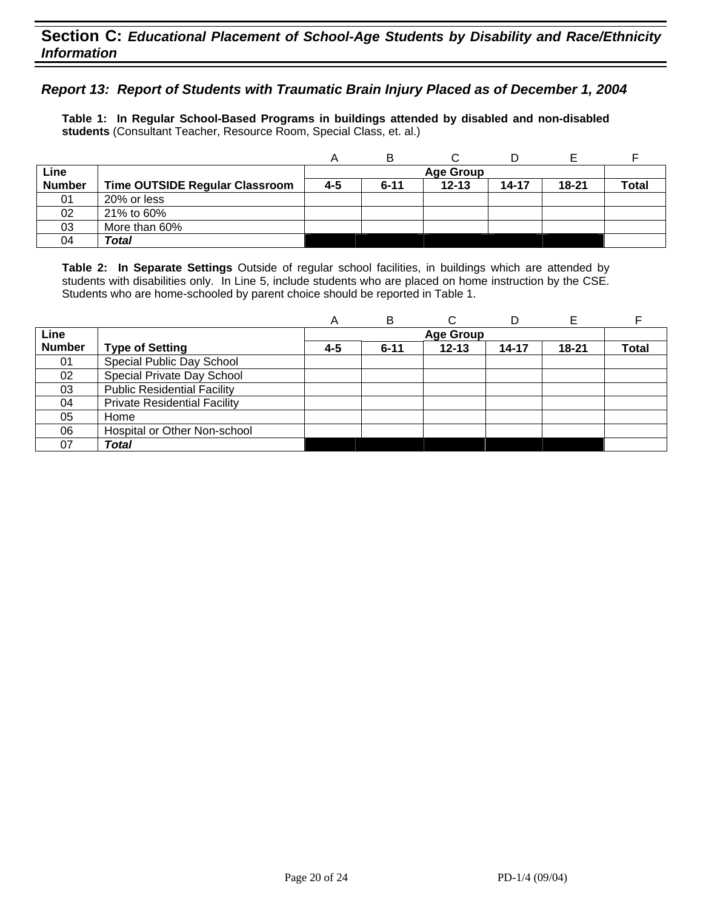## Section C: *Educational Placement of School-Age Students by Disability and Race/Ethnicity Information*

### *Report 13: Report of Students with Traumatic Brain Injury Placed as of December 1, 2004*

**Table 1: In Regular School-Based Programs in buildings attended by disabled and non-disabled students** (Consultant Teacher, Resource Room, Special Class, et. al.)

| | | A | B | C | D | E | F |
|---|---|---|---|---|---|---|---|
| **Line Number** | **Time OUTSIDE Regular Classroom** | **Age Group** 4-5 | 6-11 | 12-13 | 14-17 | 18-21 | **Total** |
| 01 | 20% or less | | | | | | |
| 02 | 21% to 60% | | | | | | |
| 03 | More than 60% | | | | | | |
| 04 | ***Total*** | | | | | | |

**Table 2: In Separate Settings** Outside of regular school facilities, in buildings which are attended by students with disabilities only. In Line 5, include students who are placed on home instruction by the CSE. Students who are home-schooled by parent choice should be reported in Table 1.

| | | A | B | C | D | E | F |
|---|---|---|---|---|---|---|---|
| **Line Number** | **Type of Setting** | **Age Group** 4-5 | 6-11 | 12-13 | 14-17 | 18-21 | **Total** |
| 01 | Special Public Day School | | | | | | |
| 02 | Special Private Day School | | | | | | |
| 03 | Public Residential Facility | | | | | | |
| 04 | Private Residential Facility | | | | | | |
| 05 | Home | | | | | | |
| 06 | Hospital or Other Non-school | | | | | | |
| 07 | ***Total*** | | | | | | |

PD-1/4 (09/04)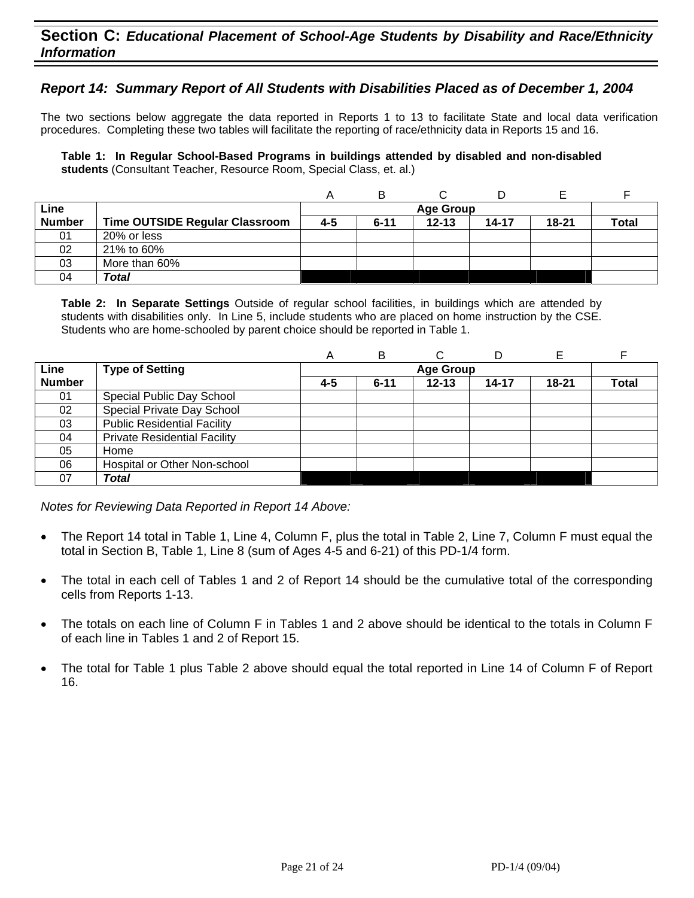## Section C: *Educational Placement of School-Age Students by Disability and Race/Ethnicity Information*

### *Report 14: Summary Report of All Students with Disabilities Placed as of December 1, 2004*

The two sections below aggregate the data reported in Reports 1 to 13 to facilitate State and local data verification procedures. Completing these two tables will facilitate the reporting of race/ethnicity data in Reports 15 and 16.

**Table 1: In Regular School-Based Programs in buildings attended by disabled and non-disabled students** (Consultant Teacher, Resource Room, Special Class, et. al.)

| | | A | B | C | D | E | F |
|---|---|---|---|---|---|---|---|
| **Line Number** | **Time OUTSIDE Regular Classroom** | **Age Group** | | | | | |
| | | **4-5** | **6-11** | **12-13** | **14-17** | **18-21** | **Total** |
| 01 | 20% or less | | | | | | |
| 02 | 21% to 60% | | | | | | |
| 03 | More than 60% | | | | | | |
| 04 | ***Total*** | | | | | | |

**Table 2: In Separate Settings** Outside of regular school facilities, in buildings which are attended by students with disabilities only. In Line 5, include students who are placed on home instruction by the CSE. Students who are home-schooled by parent choice should be reported in Table 1.

| | | A | B | C | D | E | F |
|---|---|---|---|---|---|---|---|
| **Line Number** | **Type of Setting** | **Age Group** | | | | | |
| | | **4-5** | **6-11** | **12-13** | **14-17** | **18-21** | **Total** |
| 01 | Special Public Day School | | | | | | |
| 02 | Special Private Day School | | | | | | |
| 03 | Public Residential Facility | | | | | | |
| 04 | Private Residential Facility | | | | | | |
| 05 | Home | | | | | | |
| 06 | Hospital or Other Non-school | | | | | | |
| 07 | ***Total*** | | | | | | |

*Notes for Reviewing Data Reported in Report 14 Above:*

- The Report 14 total in Table 1, Line 4, Column F, plus the total in Table 2, Line 7, Column F must equal the total in Section B, Table 1, Line 8 (sum of Ages 4-5 and 6-21) of this PD-1/4 form.
- The total in each cell of Tables 1 and 2 of Report 14 should be the cumulative total of the corresponding cells from Reports 1-13.
- The totals on each line of Column F in Tables 1 and 2 above should be identical to the totals in Column F of each line in Tables 1 and 2 of Report 15.
- The total for Table 1 plus Table 2 above should equal the total reported in Line 14 of Column F of Report 16.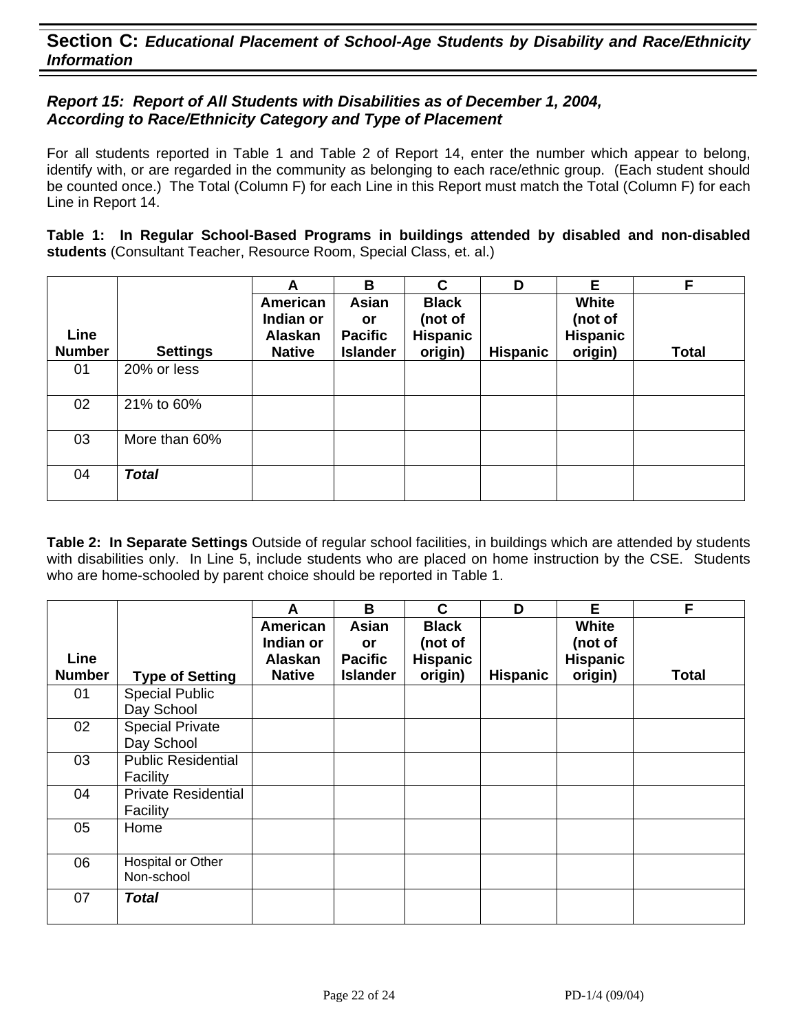## Section C: *Educational Placement of School-Age Students by Disability and Race/Ethnicity Information*

### *Report 15: Report of All Students with Disabilities as of December 1, 2004, According to Race/Ethnicity Category and Type of Placement*

For all students reported in Table 1 and Table 2 of Report 14, enter the number which appear to belong, identify with, or are regarded in the community as belonging to each race/ethnic group. (Each student should be counted once.) The Total (Column F) for each Line in this Report must match the Total (Column F) for each Line in Report 14.

**Table 1: In Regular School-Based Programs in buildings attended by disabled and non-disabled students** (Consultant Teacher, Resource Room, Special Class, et. al.)

| | | A | B | C | D | E | F |
|---|---|---|---|---|---|---|---|
| **Line Number** | **Settings** | **American Indian or Alaskan Native** | **Asian or Pacific Islander** | **Black (not of Hispanic origin)** | **Hispanic** | **White (not of Hispanic origin)** | **Total** |
| 01 | 20% or less | | | | | | |
| 02 | 21% to 60% | | | | | | |
| 03 | More than 60% | | | | | | |
| 04 | ***Total*** | | | | | | |

**Table 2: In Separate Settings** Outside of regular school facilities, in buildings which are attended by students with disabilities only. In Line 5, include students who are placed on home instruction by the CSE. Students who are home-schooled by parent choice should be reported in Table 1.

| | | A | B | C | D | E | F |
|---|---|---|---|---|---|---|---|
| **Line Number** | **Type of Setting** | **American Indian or Alaskan Native** | **Asian or Pacific Islander** | **Black (not of Hispanic origin)** | **Hispanic** | **White (not of Hispanic origin)** | **Total** |
| 01 | Special Public Day School | | | | | | |
| 02 | Special Private Day School | | | | | | |
| 03 | Public Residential Facility | | | | | | |
| 04 | Private Residential Facility | | | | | | |
| 05 | Home | | | | | | |
| 06 | Hospital or Other Non-school | | | | | | |
| 07 | ***Total*** | | | | | | |

PD-1/4 (09/04)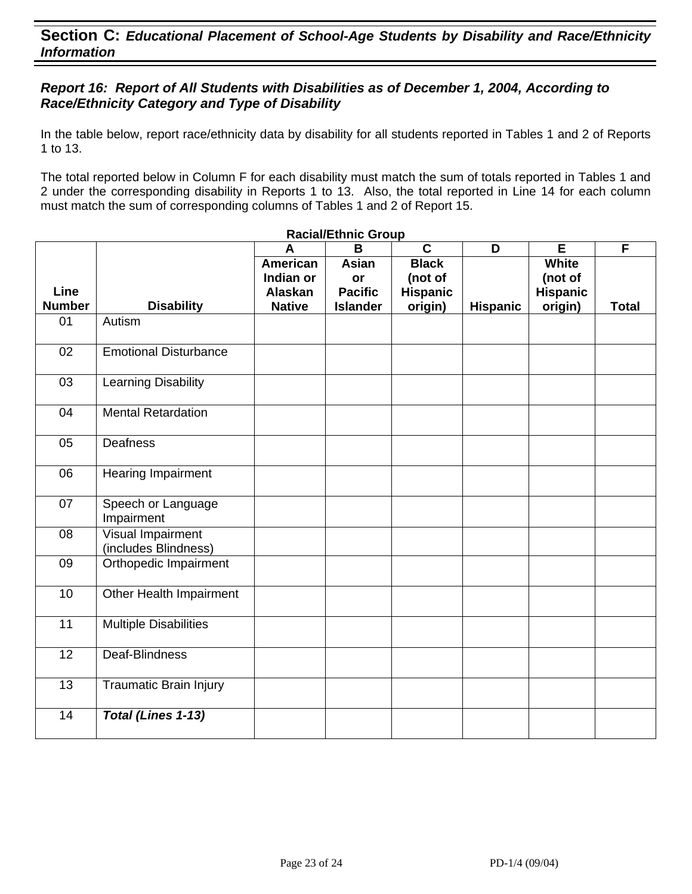## Section C: *Educational Placement of School-Age Students by Disability and Race/Ethnicity Information*

### *Report 16: Report of All Students with Disabilities as of December 1, 2004, According to Race/Ethnicity Category and Type of Disability*

In the table below, report race/ethnicity data by disability for all students reported in Tables 1 and 2 of Reports 1 to 13.

The total reported below in Column F for each disability must match the sum of totals reported in Tables 1 and 2 under the corresponding disability in Reports 1 to 13. Also, the total reported in Line 14 for each column must match the sum of corresponding columns of Tables 1 and 2 of Report 15.

**Racial/Ethnic Group**

| | | A | B | C | D | E | F |
|---|---|---|---|---|---|---|---|
| **Line Number** | **Disability** | **American Indian or Alaskan Native** | **Asian or Pacific Islander** | **Black (not of Hispanic origin)** | **Hispanic** | **White (not of Hispanic origin)** | **Total** |
| 01 | Autism | | | | | | |
| 02 | Emotional Disturbance | | | | | | |
| 03 | Learning Disability | | | | | | |
| 04 | Mental Retardation | | | | | | |
| 05 | Deafness | | | | | | |
| 06 | Hearing Impairment | | | | | | |
| 07 | Speech or Language Impairment | | | | | | |
| 08 | Visual Impairment (includes Blindness) | | | | | | |
| 09 | Orthopedic Impairment | | | | | | |
| 10 | Other Health Impairment | | | | | | |
| 11 | Multiple Disabilities | | | | | | |
| 12 | Deaf-Blindness | | | | | | |
| 13 | Traumatic Brain Injury | | | | | | |
| 14 | ***Total (Lines 1-13)*** | | | | | | |

PD-1/4 (09/04)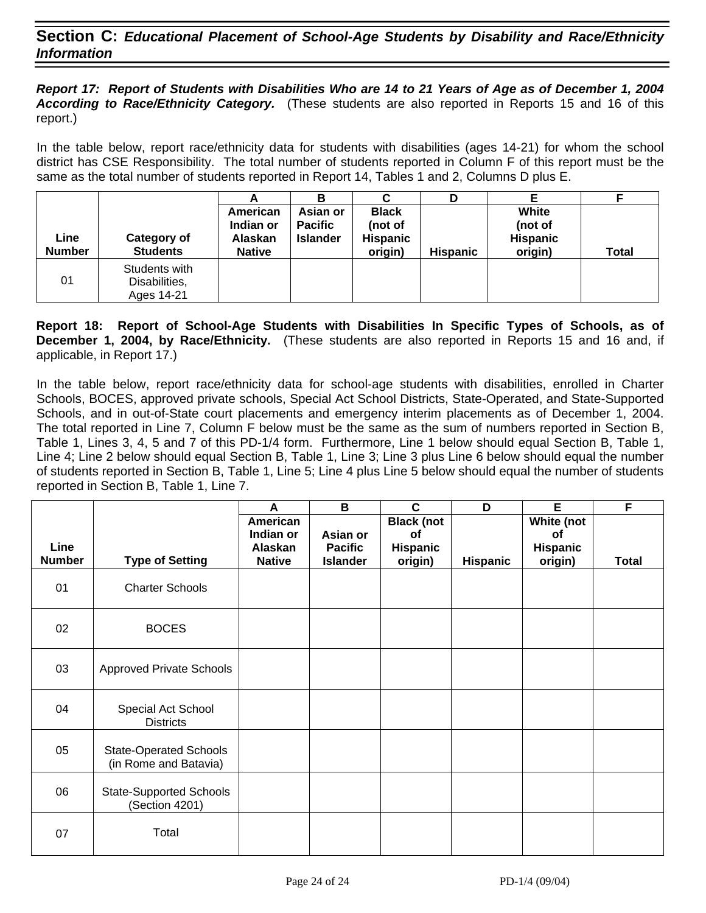## Section C: *Educational Placement of School-Age Students by Disability and Race/Ethnicity Information*

***Report 17: Report of Students with Disabilities Who are 14 to 21 Years of Age as of December 1, 2004 According to Race/Ethnicity Category.*** (These students are also reported in Reports 15 and 16 of this report.)

In the table below, report race/ethnicity data for students with disabilities (ages 14-21) for whom the school district has CSE Responsibility. The total number of students reported in Column F of this report must be the same as the total number of students reported in Report 14, Tables 1 and 2, Columns D plus E.

| | | A | B | C | D | E | F |
|---|---|---|---|---|---|---|---|
| **Line Number** | **Category of Students** | **American Indian or Alaskan Native** | **Asian or Pacific Islander** | **Black (not of Hispanic origin)** | **Hispanic** | **White (not of Hispanic origin)** | **Total** |
| 01 | Students with Disabilities, Ages 14-21 | | | | | | |

**Report 18: Report of School-Age Students with Disabilities In Specific Types of Schools, as of December 1, 2004, by Race/Ethnicity.** (These students are also reported in Reports 15 and 16 and, if applicable, in Report 17.)

In the table below, report race/ethnicity data for school-age students with disabilities, enrolled in Charter Schools, BOCES, approved private schools, Special Act School Districts, State-Operated, and State-Supported Schools, and in out-of-State court placements and emergency interim placements as of December 1, 2004. The total reported in Line 7, Column F below must be the same as the sum of numbers reported in Section B, Table 1, Lines 3, 4, 5 and 7 of this PD-1/4 form. Furthermore, Line 1 below should equal Section B, Table 1, Line 4; Line 2 below should equal Section B, Table 1, Line 3; Line 3 plus Line 6 below should equal the number of students reported in Section B, Table 1, Line 5; Line 4 plus Line 5 below should equal the number of students reported in Section B, Table 1, Line 7.

| | | A | B | C | D | E | F |
|---|---|---|---|---|---|---|---|
| **Line Number** | **Type of Setting** | **American Indian or Alaskan Native** | **Asian or Pacific Islander** | **Black (not of Hispanic origin)** | **Hispanic** | **White (not of Hispanic origin)** | **Total** |
| 01 | Charter Schools | | | | | | |
| 02 | BOCES | | | | | | |
| 03 | Approved Private Schools | | | | | | |
| 04 | Special Act School Districts | | | | | | |
| 05 | State-Operated Schools (in Rome and Batavia) | | | | | | |
| 06 | State-Supported Schools (Section 4201) | | | | | | |
| 07 | Total | | | | | | |

PD-1/4 (09/04)